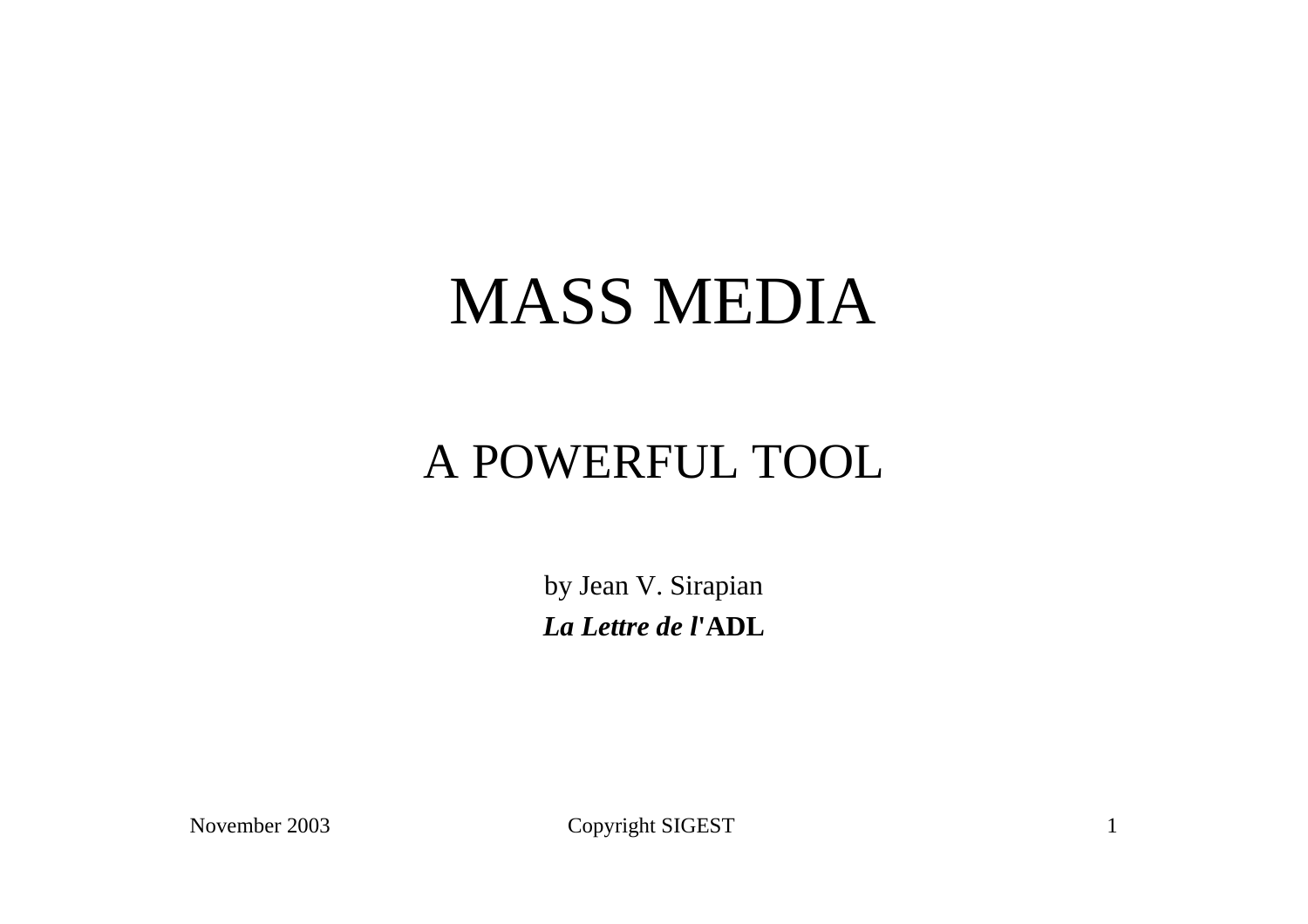# MASS MEDIA

## A POWERFUL TOOL

by Jean V. Sirapian

***La Lettre de l'*ADL**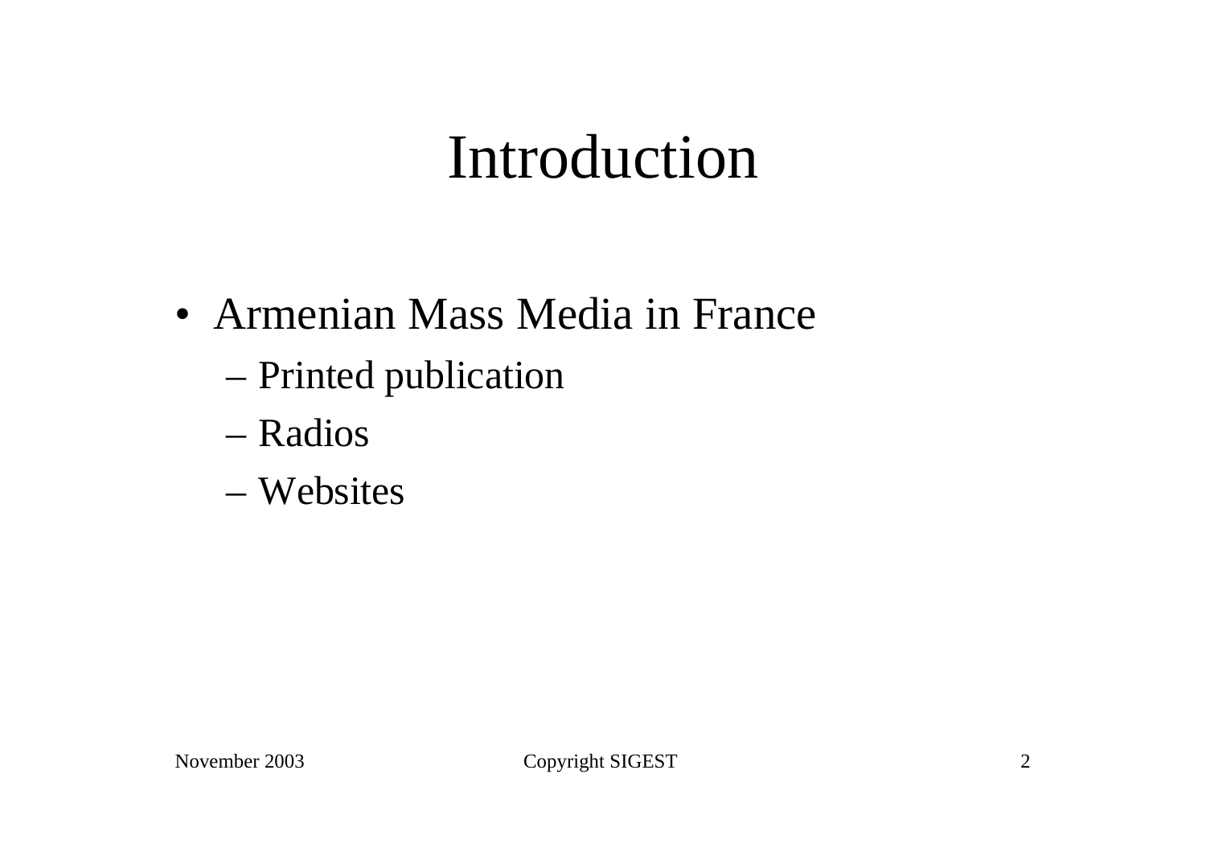# Introduction

- Armenian Mass Media in France
  - Printed publication
  - Radios
  - Websites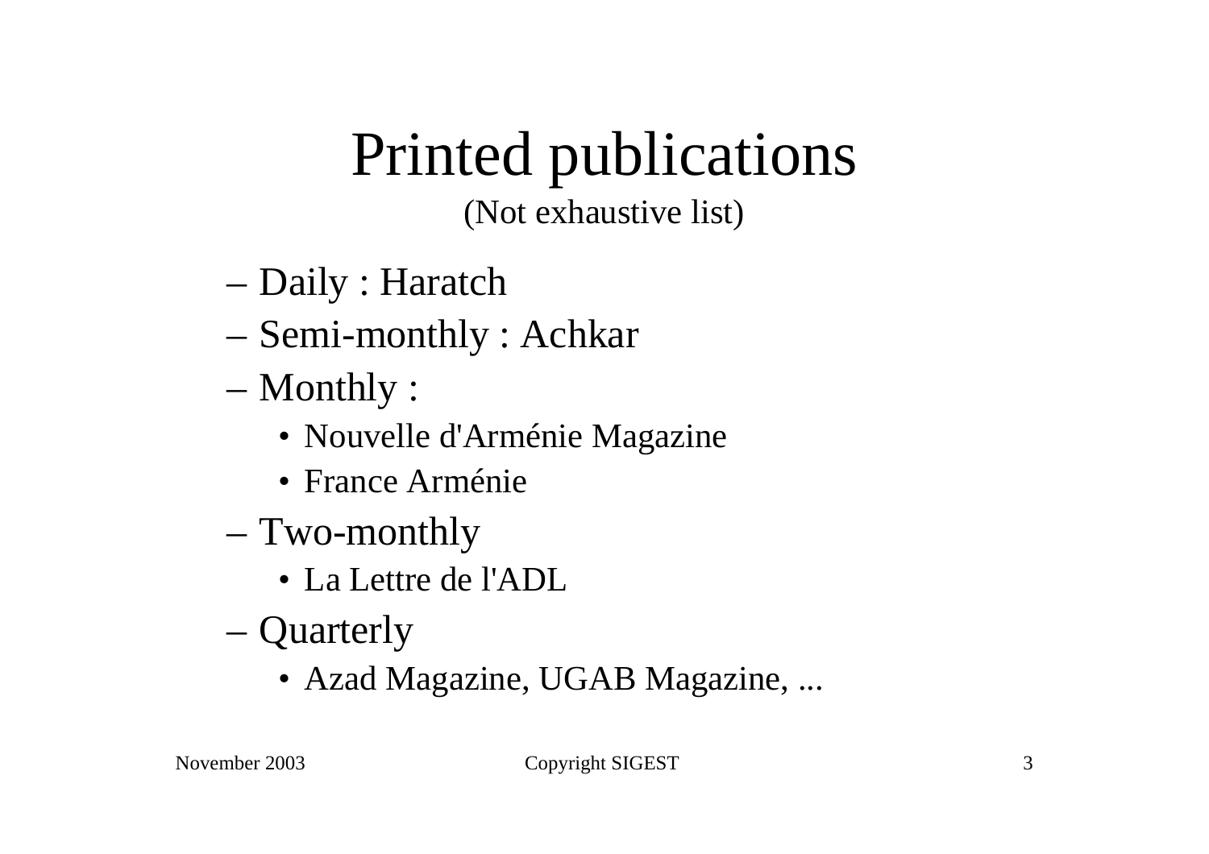# Printed publications

(Not exhaustive list)

- Daily : Haratch
- Semi-monthly : Achkar
- Monthly :
  - Nouvelle d'Arménie Magazine
  - France Arménie
- Two-monthly
  - La Lettre de l'ADL
- Quarterly
  - Azad Magazine, UGAB Magazine, ...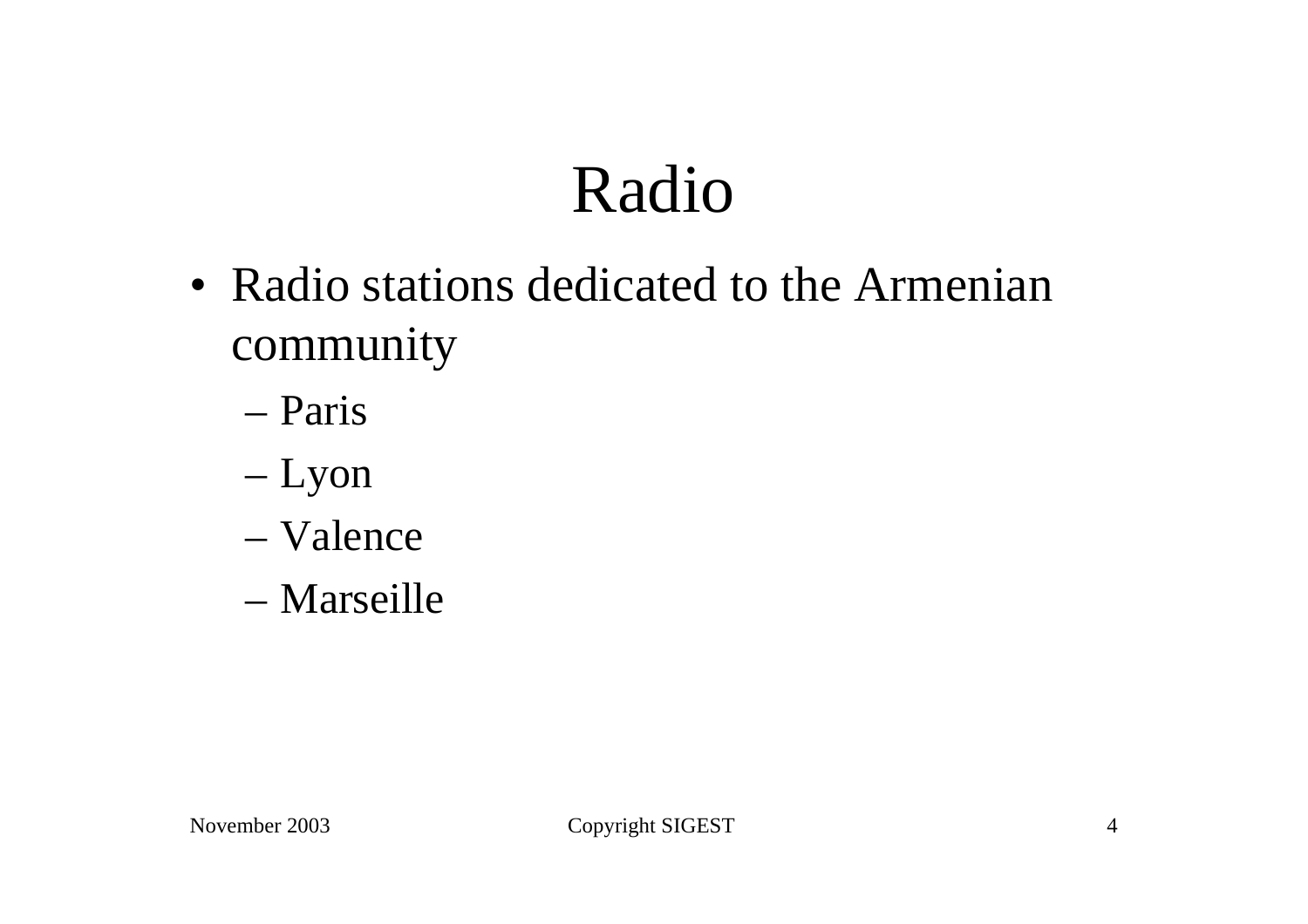# Radio

- Radio stations dedicated to the Armenian community
  - Paris
  - Lyon
  - Valence
  - Marseille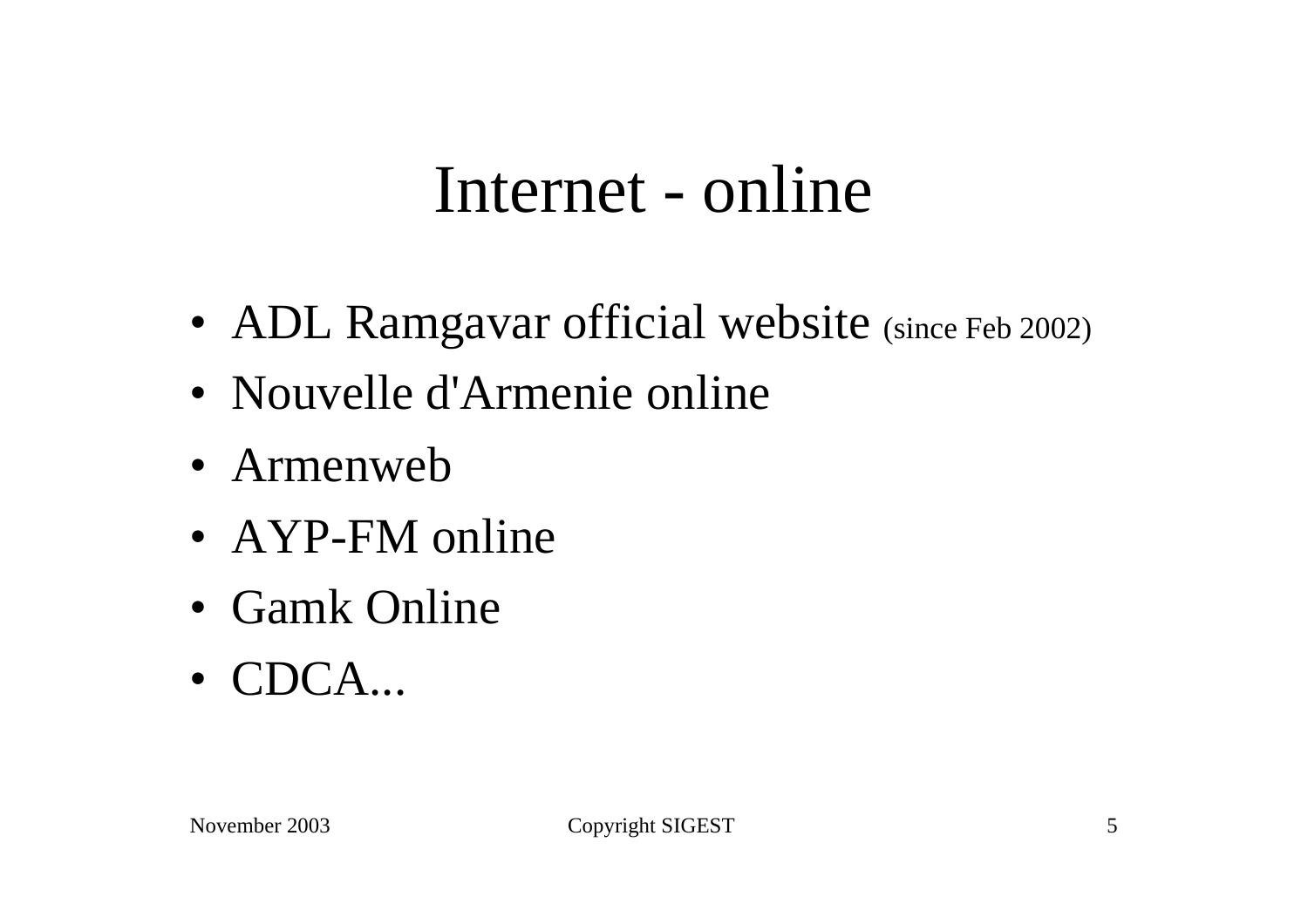# Internet - online

- ADL Ramgavar official website (since Feb 2002)
- Nouvelle d'Armenie online
- Armenweb
- AYP-FM online
- Gamk Online
- CDCA...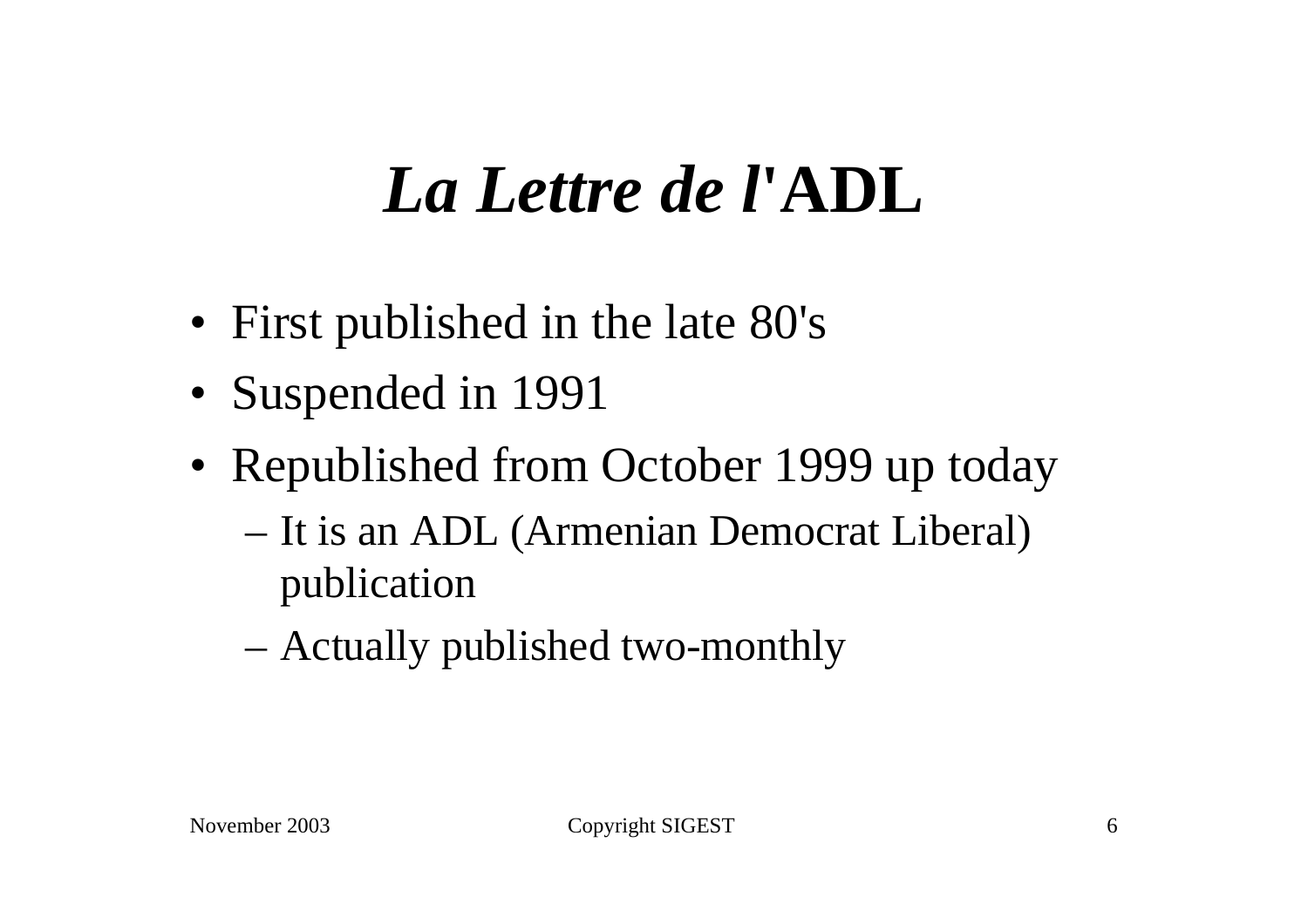# *La Lettre de l'*ADL

- First published in the late 80's
- Suspended in 1991
- Republished from October 1999 up today
  - It is an ADL (Armenian Democrat Liberal) publication
  - Actually published two-monthly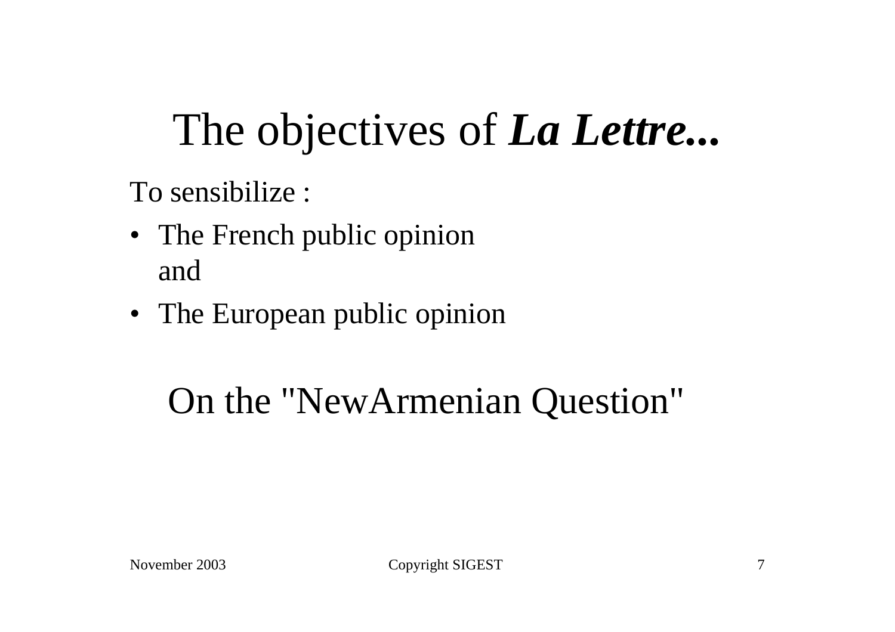# The objectives of ***La Lettre...***

To sensibilize :

- The French public opinion
  and
- The European public opinion

On the "NewArmenian Question"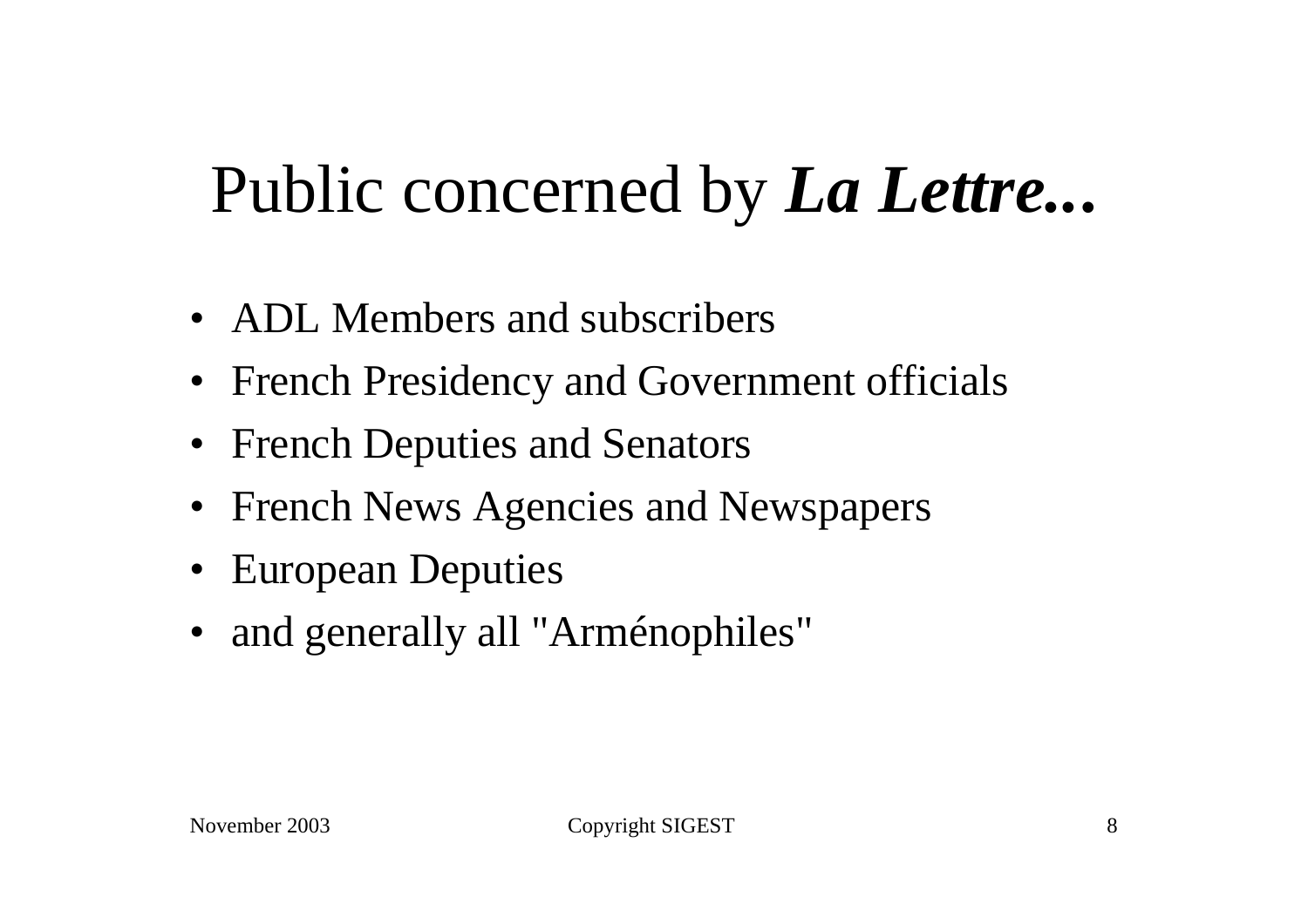# Public concerned by ***La Lettre...***

- ADL Members and subscribers
- French Presidency and Government officials
- French Deputies and Senators
- French News Agencies and Newspapers
- European Deputies
- and generally all "Arménophiles"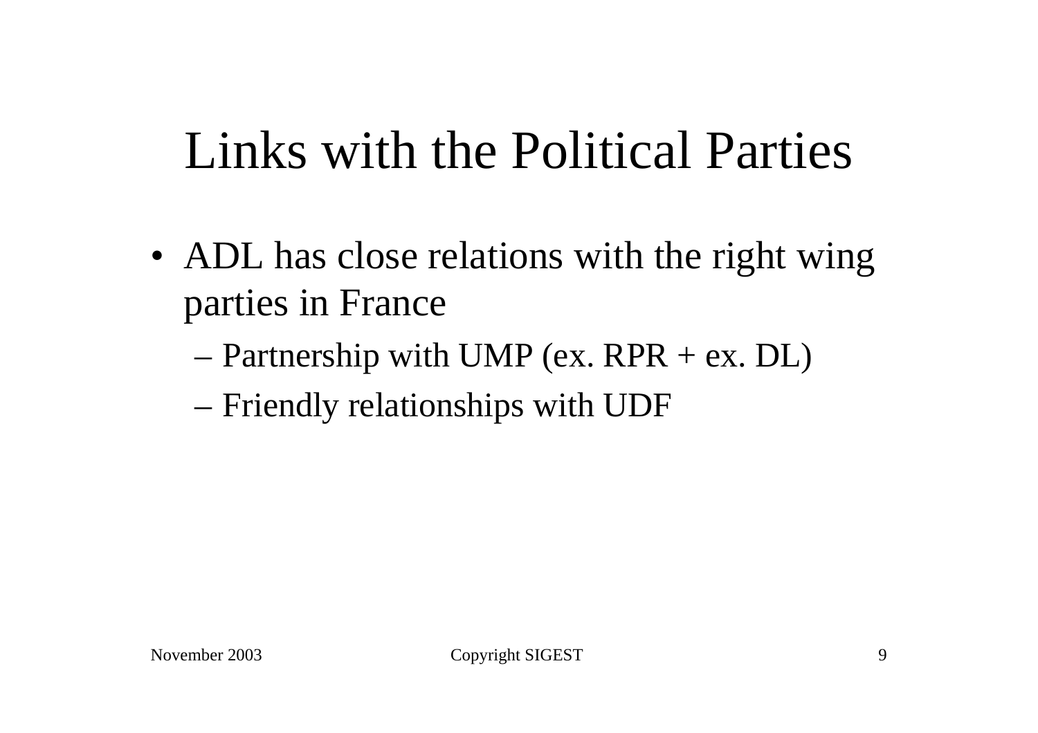# Links with the Political Parties

- ADL has close relations with the right wing parties in France
  - Partnership with UMP (ex. RPR + ex. DL)
  - Friendly relationships with UDF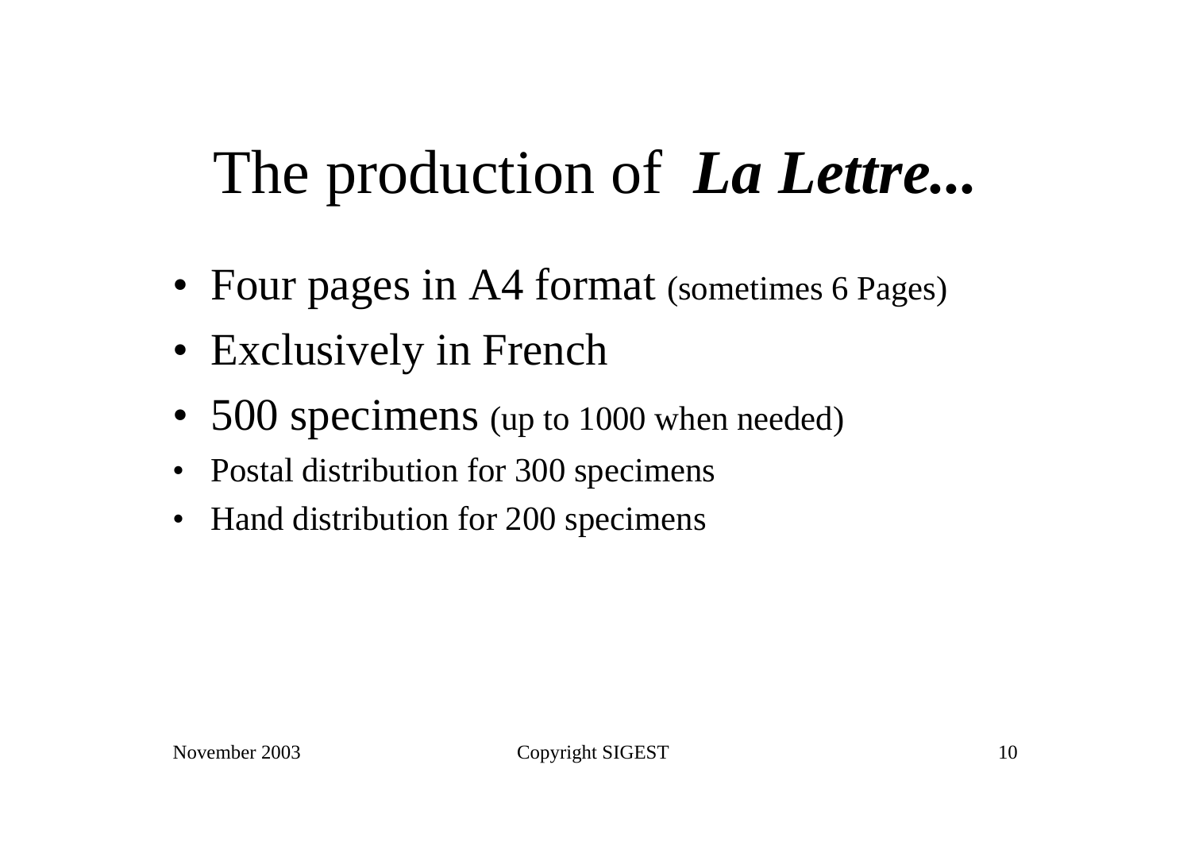# The production of ***La Lettre...***

- Four pages in A4 format (sometimes 6 Pages)
- Exclusively in French
- 500 specimens (up to 1000 when needed)
- Postal distribution for 300 specimens
- Hand distribution for 200 specimens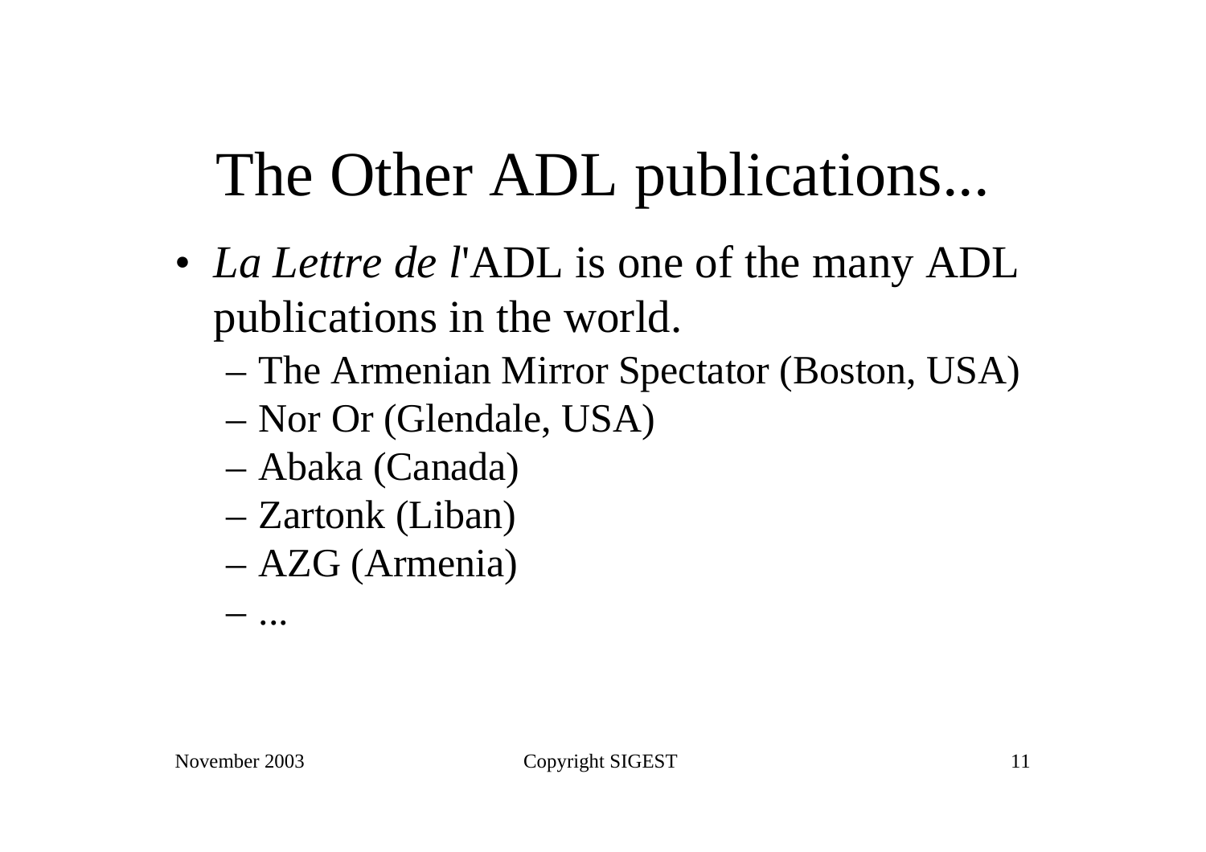# The Other ADL publications...

- *La Lettre de l'*ADL is one of the many ADL publications in the world.
  - The Armenian Mirror Spectator (Boston, USA)
  - Nor Or (Glendale, USA)
  - Abaka (Canada)
  - Zartonk (Liban)
  - AZG (Armenia)
  - ...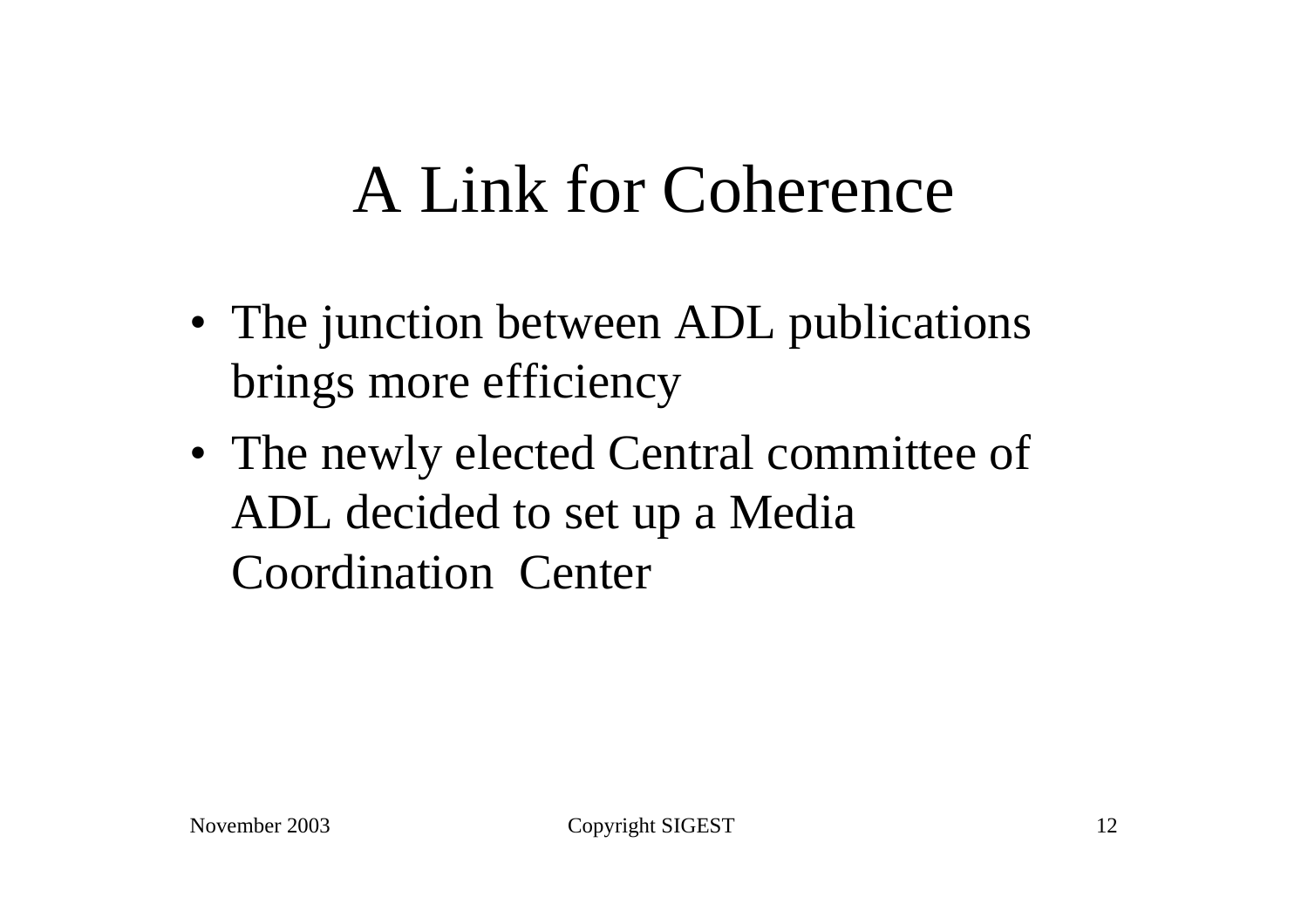# A Link for Coherence

- The junction between ADL publications brings more efficiency
- The newly elected Central committee of ADL decided to set up a Media Coordination Center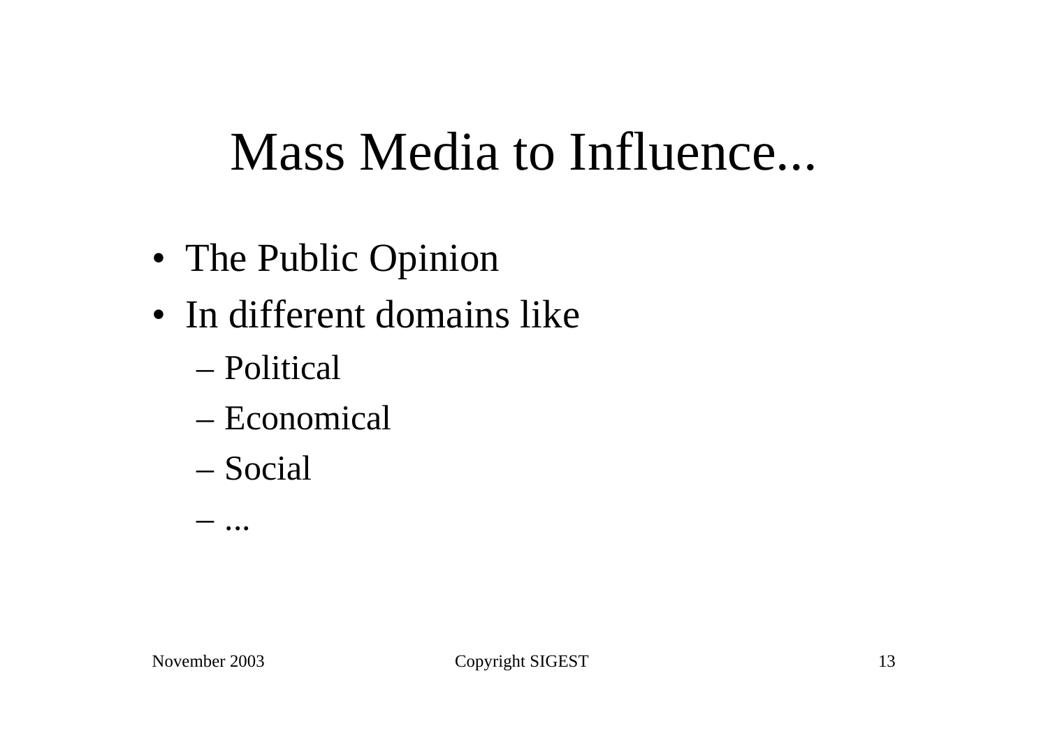# Mass Media to Influence...

- The Public Opinion
- In different domains like
  - Political
  - Economical
  - Social
  - ...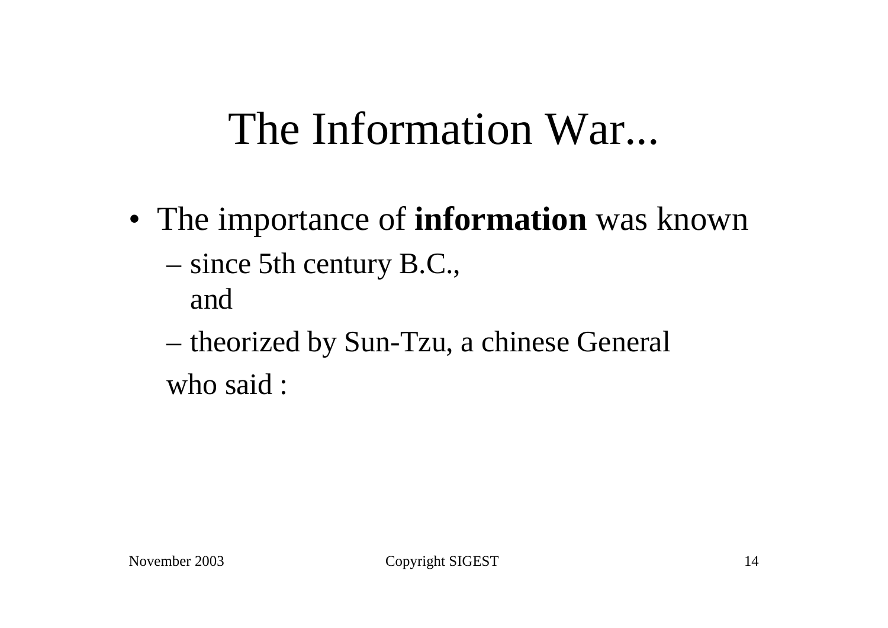# The Information War...

- The importance of **information** was known
  - since 5th century B.C.,
    and
  - theorized by Sun-Tzu, a chinese General

  who said :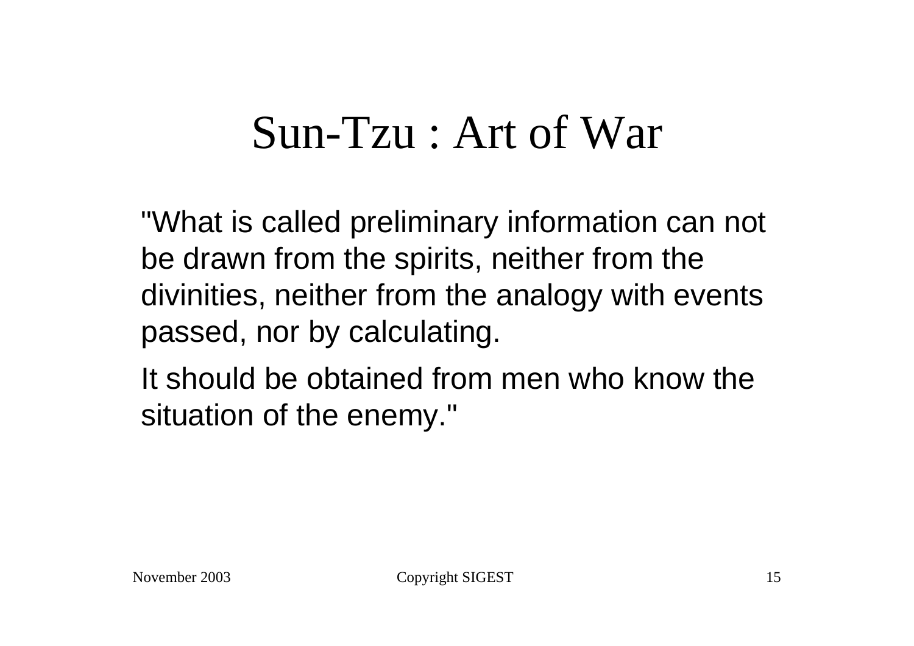# Sun-Tzu : Art of War

"What is called preliminary information can not be drawn from the spirits, neither from the divinities, neither from the analogy with events passed, nor by calculating.

It should be obtained from men who know the situation of the enemy."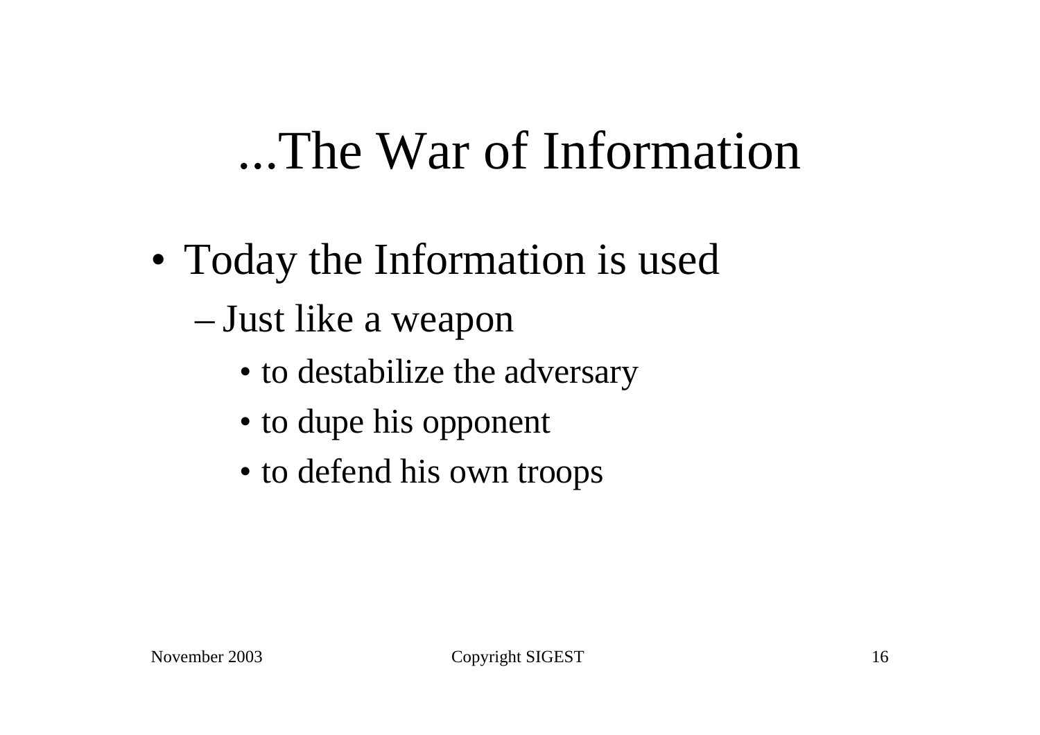# ...The War of Information

- Today the Information is used
  - Just like a weapon
    - to destabilize the adversary
    - to dupe his opponent
    - to defend his own troops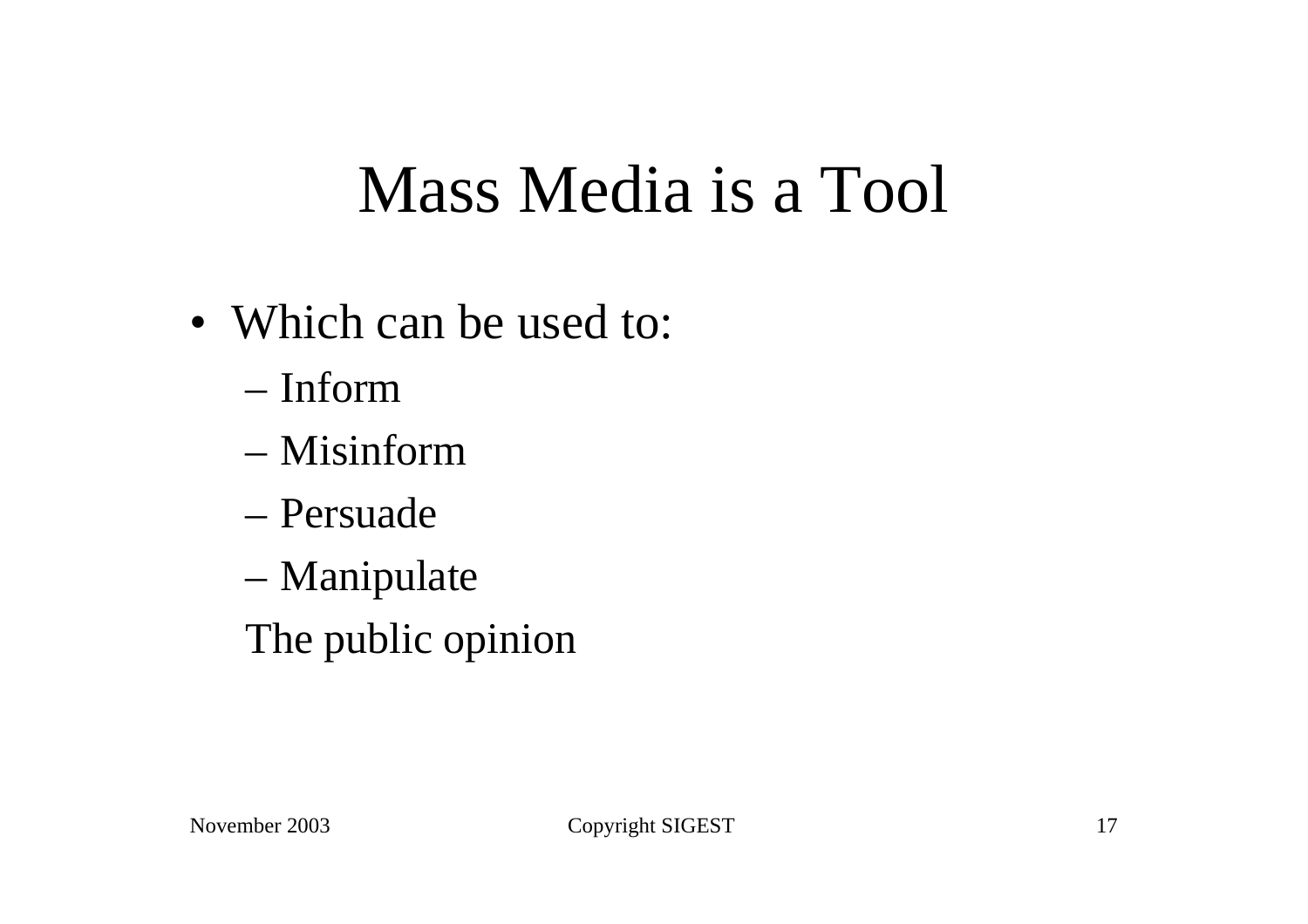# Mass Media is a Tool

- Which can be used to:
  - Inform
  - Misinform
  - Persuade
  - Manipulate

  The public opinion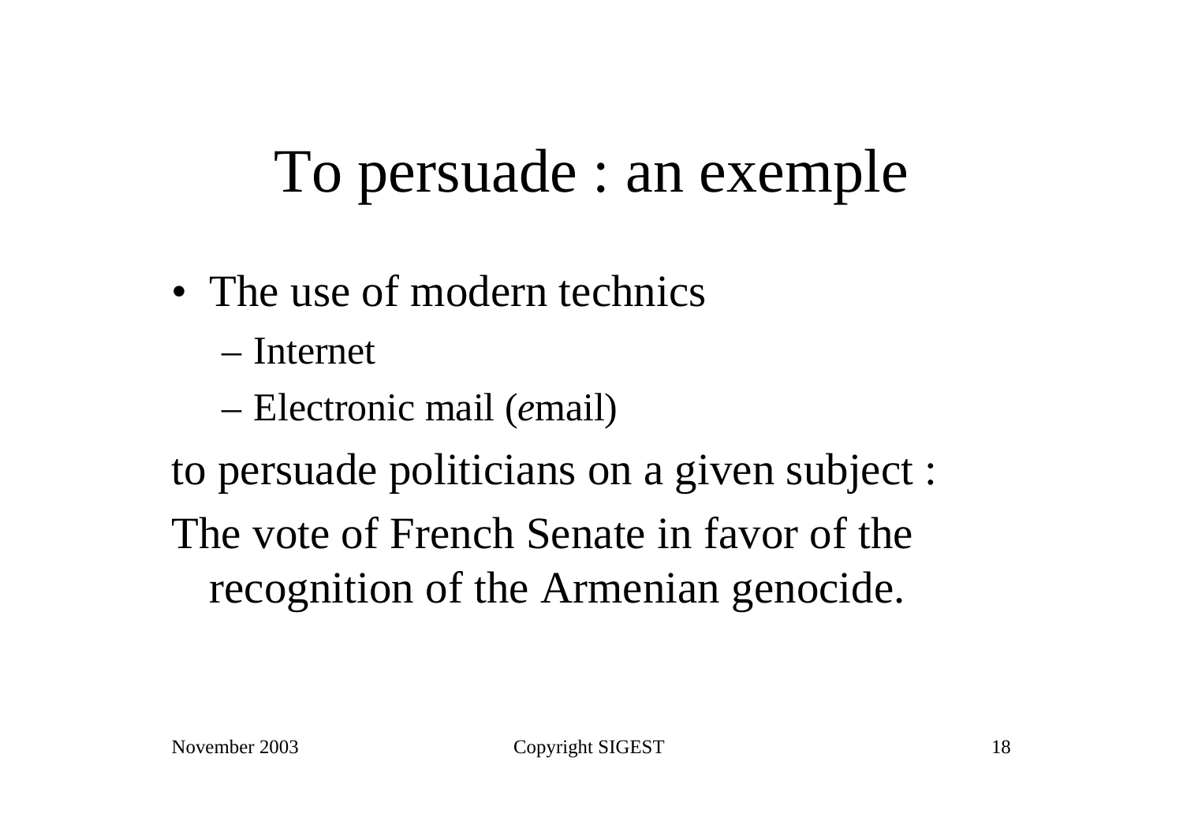# To persuade : an exemple

- The use of modern technics
  - Internet
  - Electronic mail (*e*mail)

to persuade politicians on a given subject :

The vote of French Senate in favor of the recognition of the Armenian genocide.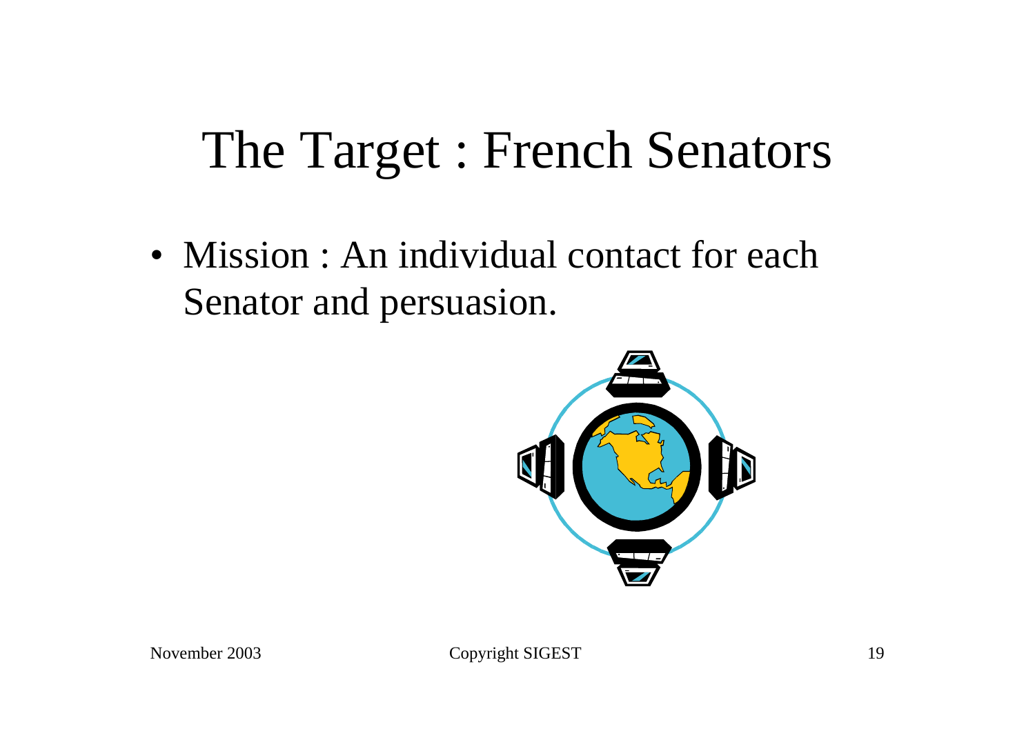# The Target : French Senators

- Mission : An individual contact for each Senator and persuasion.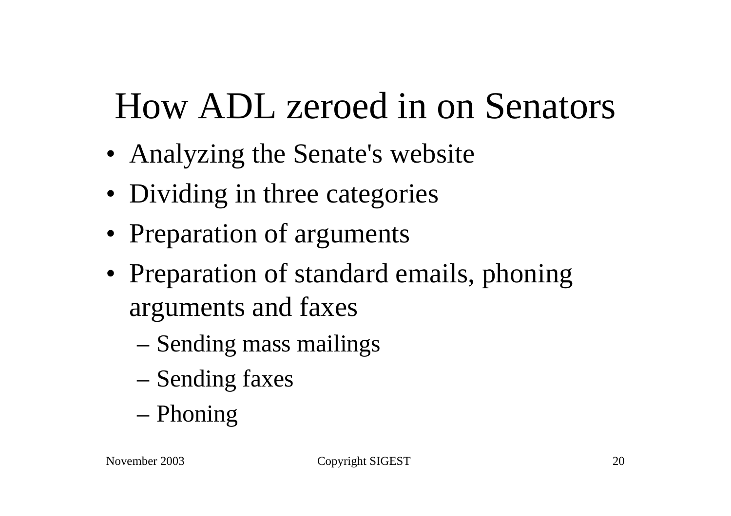# How ADL zeroed in on Senators

- Analyzing the Senate's website
- Dividing in three categories
- Preparation of arguments
- Preparation of standard emails, phoning arguments and faxes
  - Sending mass mailings
  - Sending faxes
  - Phoning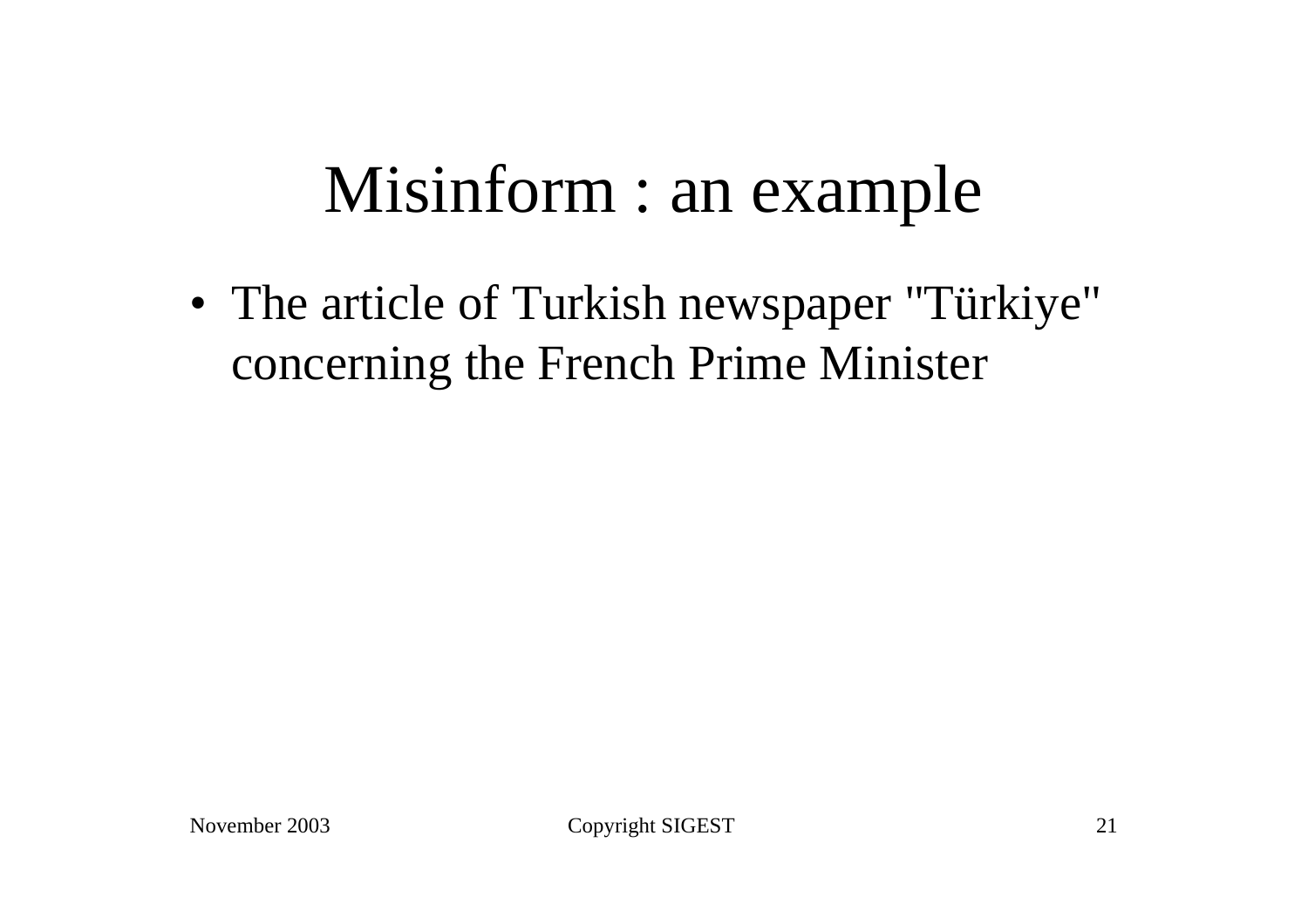# Misinform : an example

- The article of Turkish newspaper "Türkiye" concerning the French Prime Minister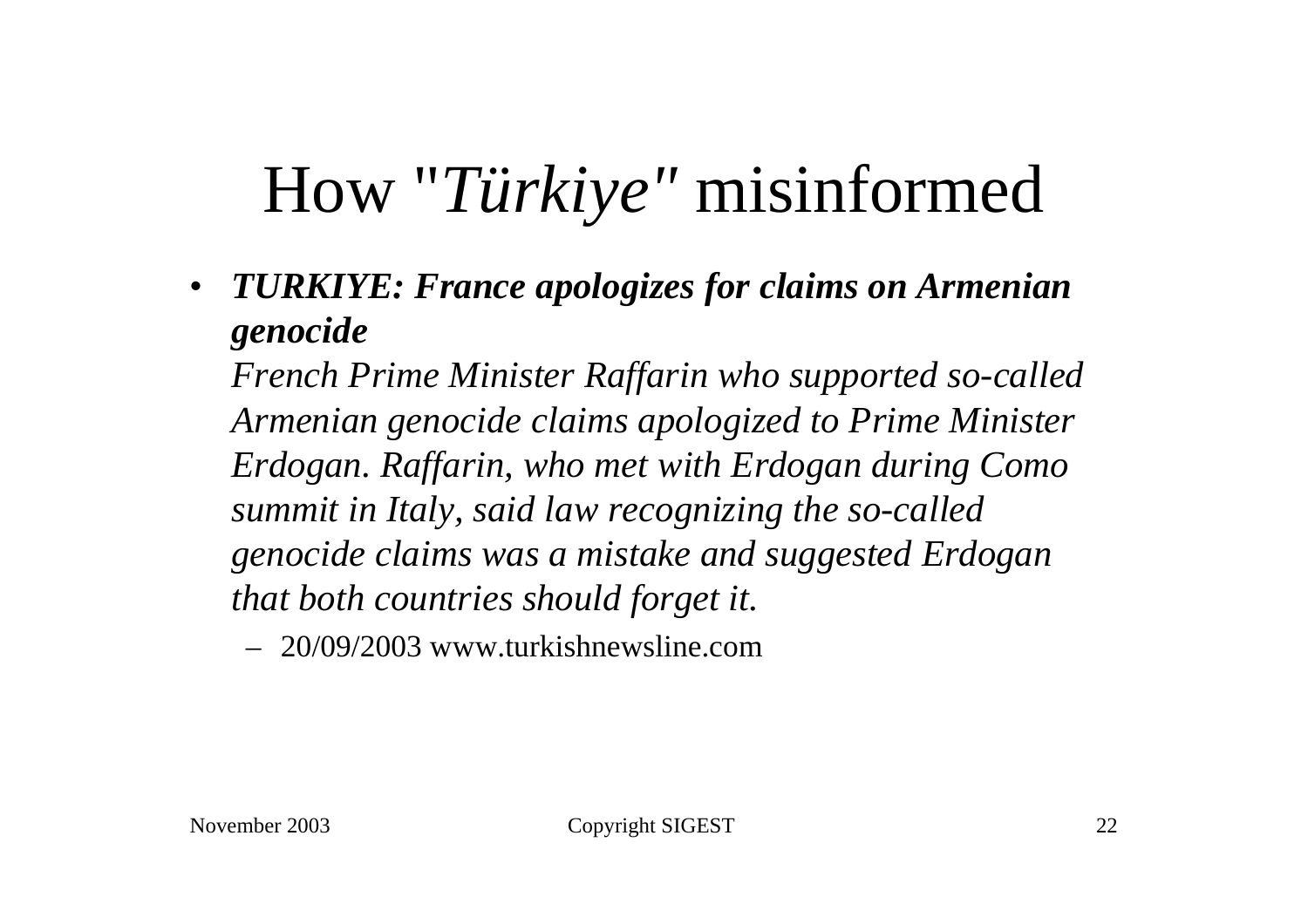# How "*Türkiye*" misinformed

- ***TURKIYE: France apologizes for claims on Armenian genocide***
  *French Prime Minister Raffarin who supported so-called Armenian genocide claims apologized to Prime Minister Erdogan. Raffarin, who met with Erdogan during Como summit in Italy, said law recognizing the so-called genocide claims was a mistake and suggested Erdogan that both countries should forget it.*
  - 20/09/2003 www.turkishnewsline.com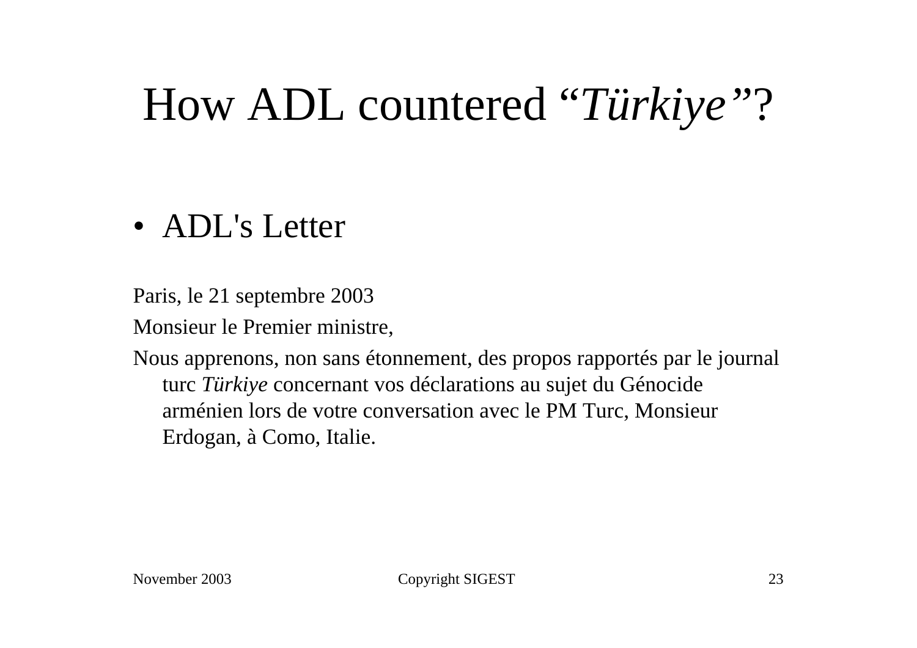# How ADL countered "*Türkiye*"?

- ADL's Letter

Paris, le 21 septembre 2003

Monsieur le Premier ministre,

Nous apprenons, non sans étonnement, des propos rapportés par le journal turc *Türkiye* concernant vos déclarations au sujet du Génocide arménien lors de votre conversation avec le PM Turc, Monsieur Erdogan, à Como, Italie.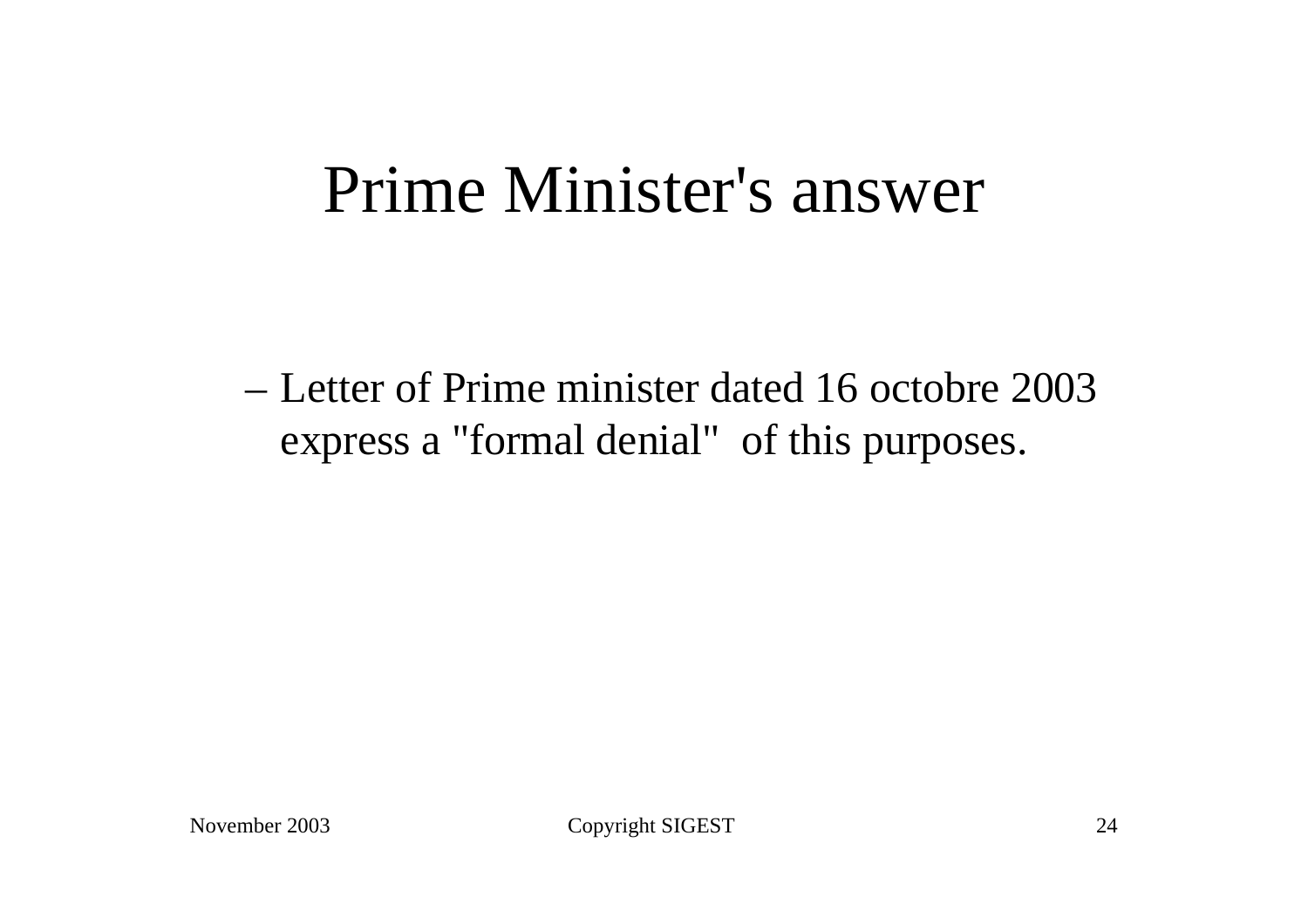# Prime Minister's answer

- Letter of Prime minister dated 16 octobre 2003 express a "formal denial" of this purposes.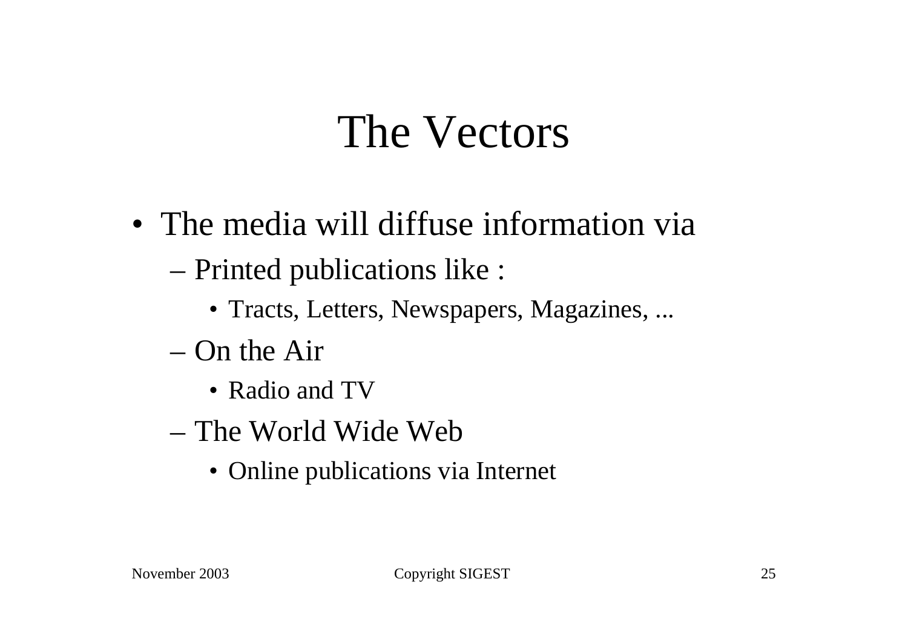# The Vectors

- The media will diffuse information via
  - Printed publications like :
    - Tracts, Letters, Newspapers, Magazines, ...
  - On the Air
    - Radio and TV
  - The World Wide Web
    - Online publications via Internet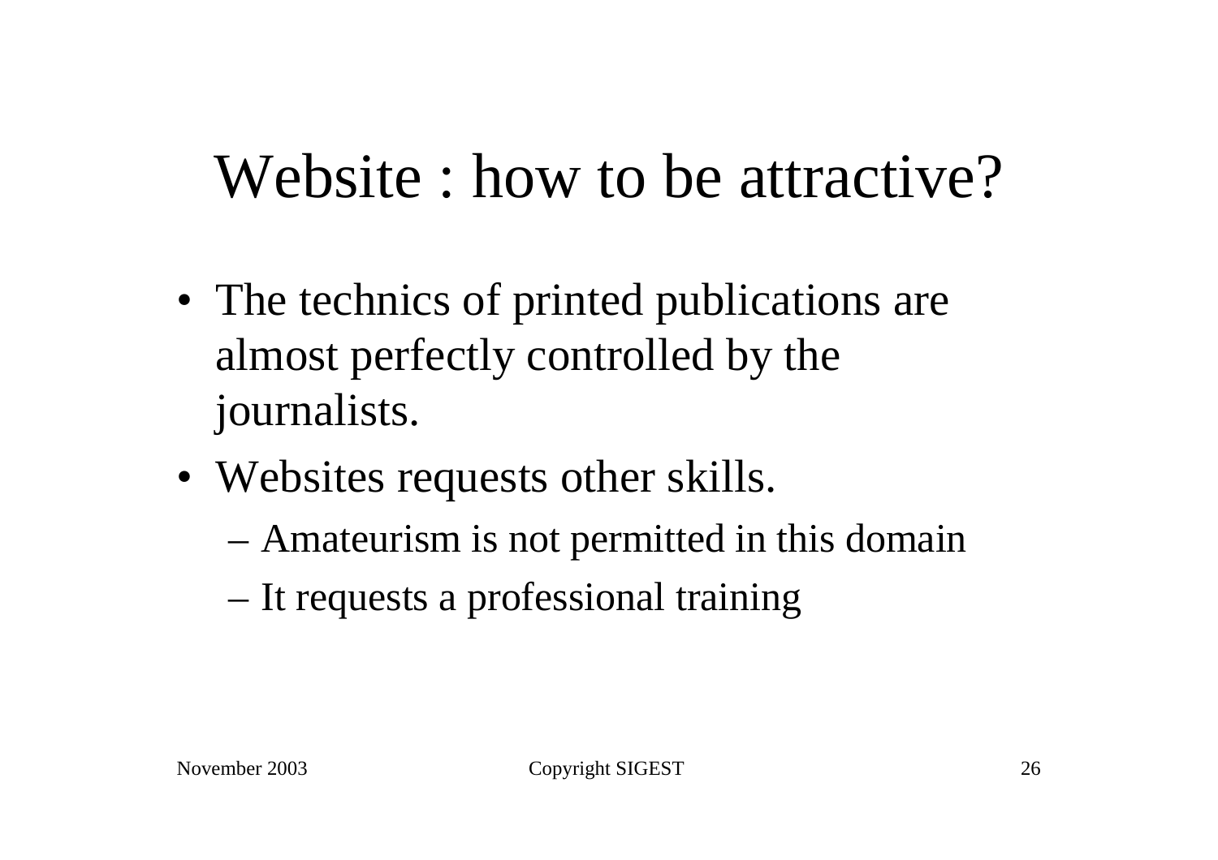# Website : how to be attractive?

- The technics of printed publications are almost perfectly controlled by the journalists.
- Websites requests other skills.
  - Amateurism is not permitted in this domain
  - It requests a professional training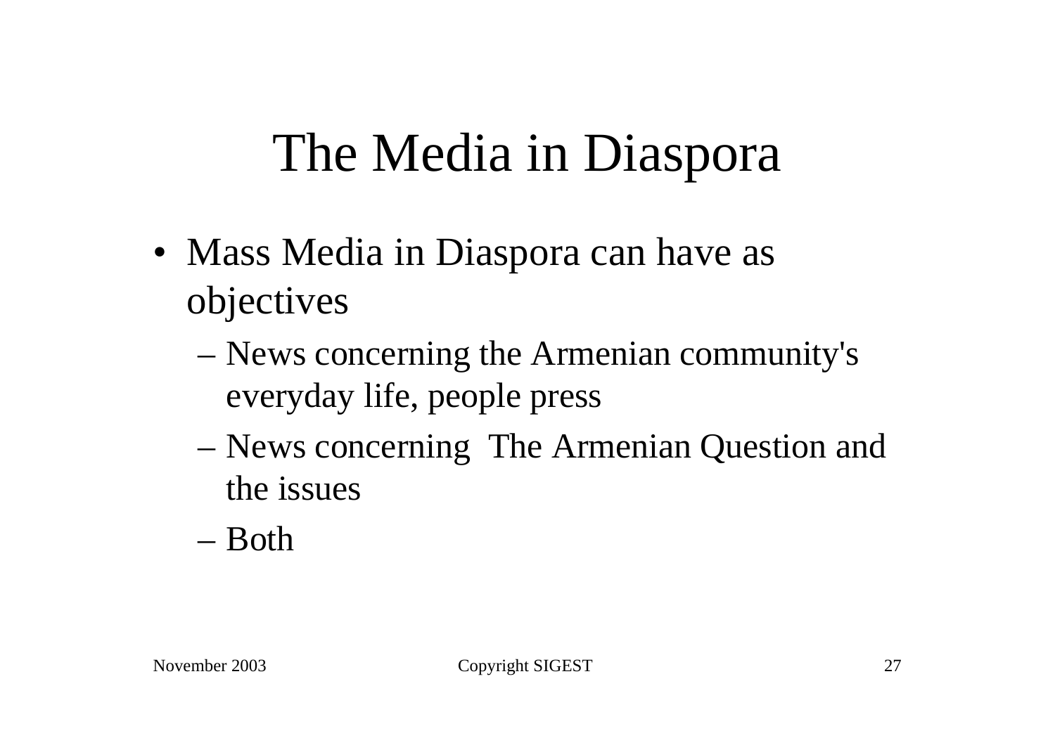# The Media in Diaspora

- Mass Media in Diaspora can have as objectives
  - News concerning the Armenian community's everyday life, people press
  - News concerning The Armenian Question and the issues
  - Both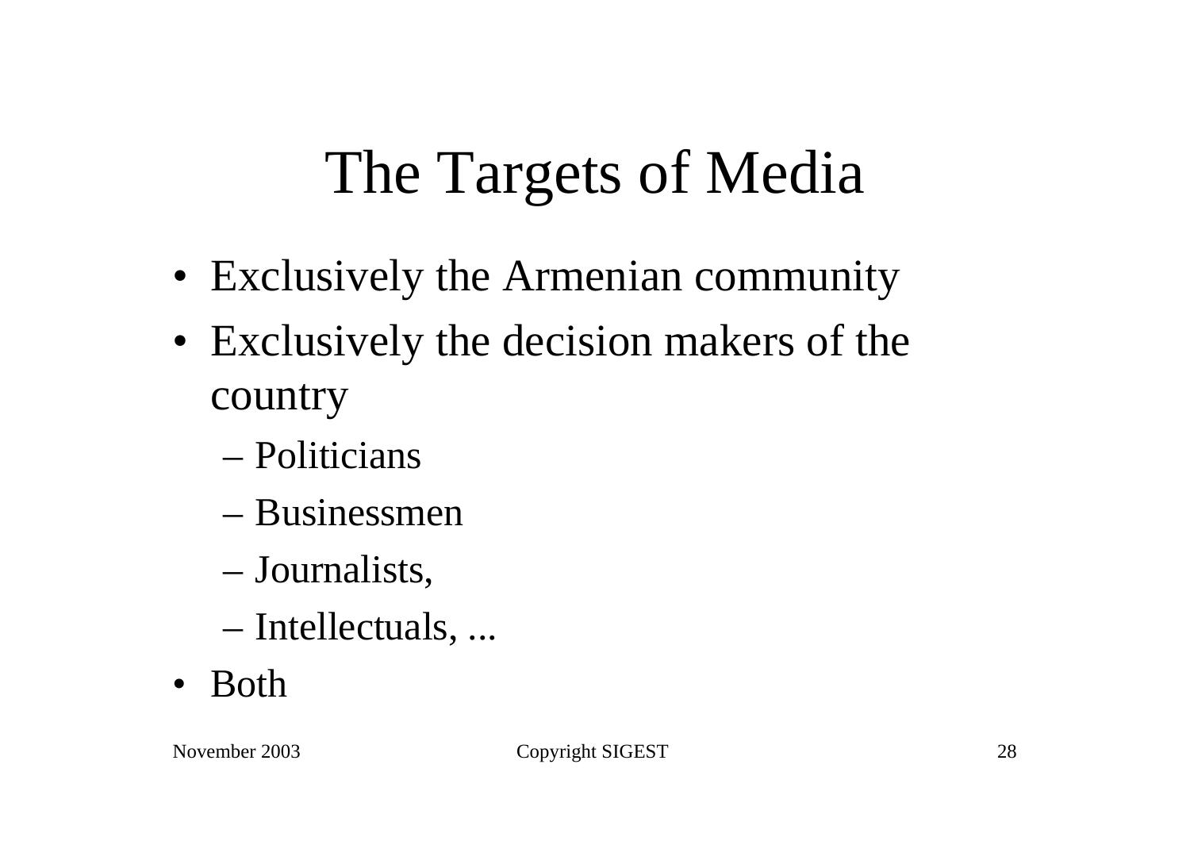# The Targets of Media

- Exclusively the Armenian community
- Exclusively the decision makers of the country
  - Politicians
  - Businessmen
  - Journalists,
  - Intellectuals, ...
- Both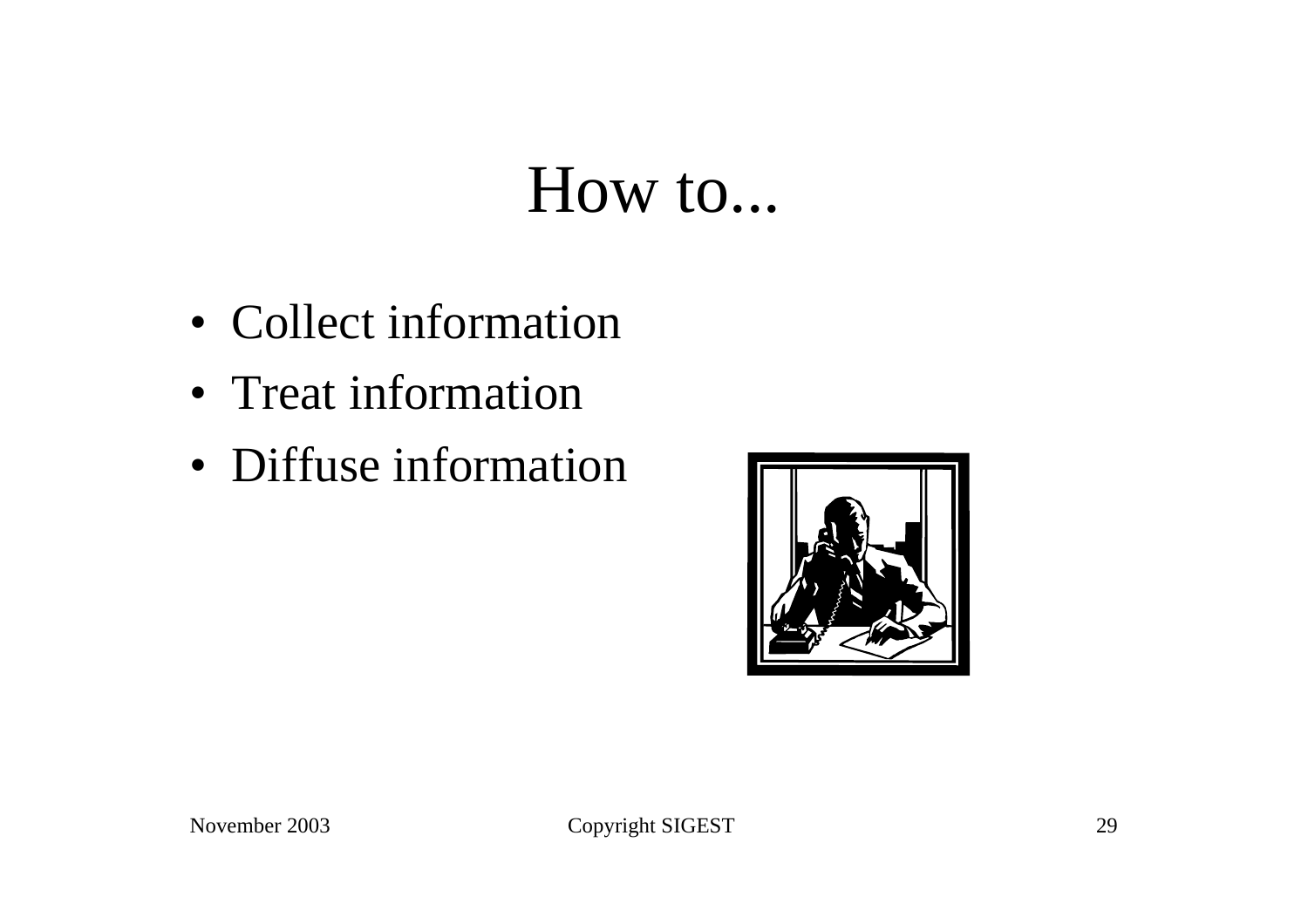# How to...

- Collect information
- Treat information
- Diffuse information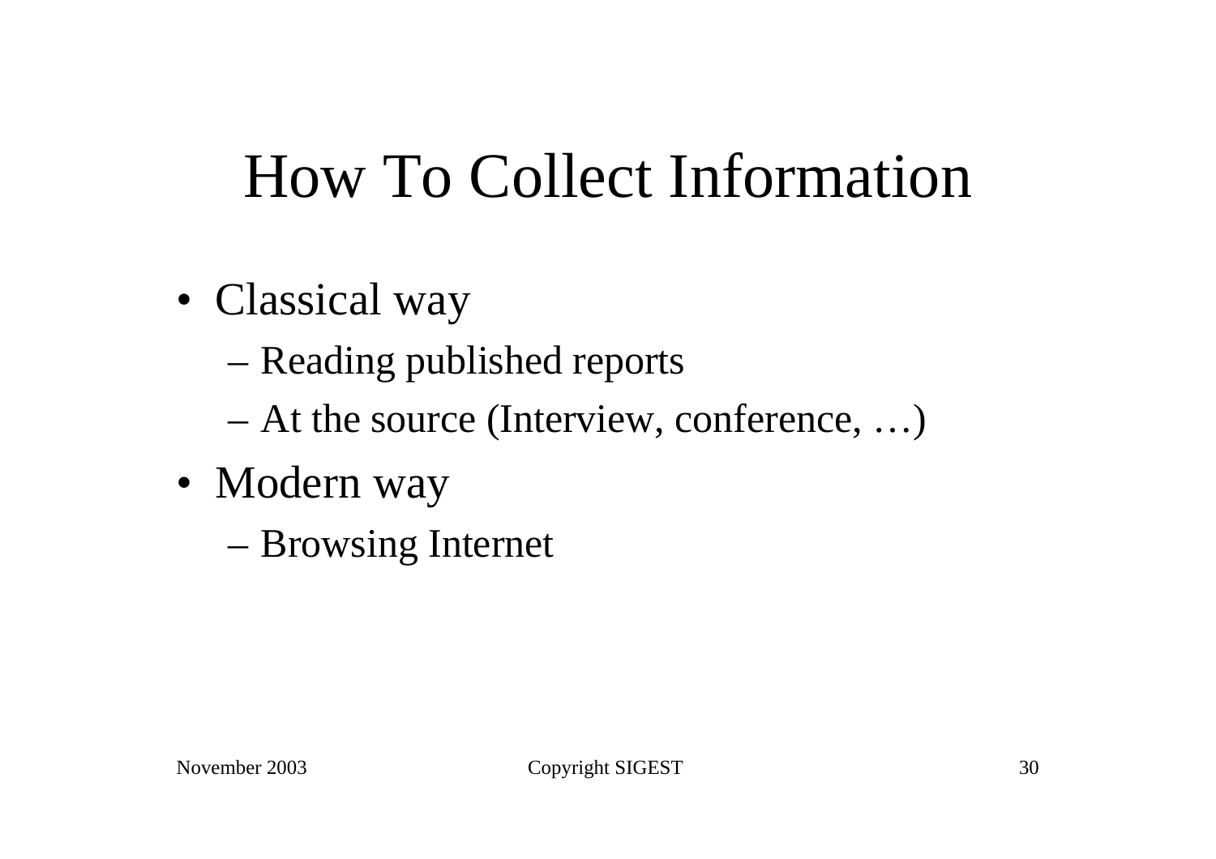# How To Collect Information

- Classical way
  - Reading published reports
  - At the source (Interview, conference, …)
- Modern way
  - Browsing Internet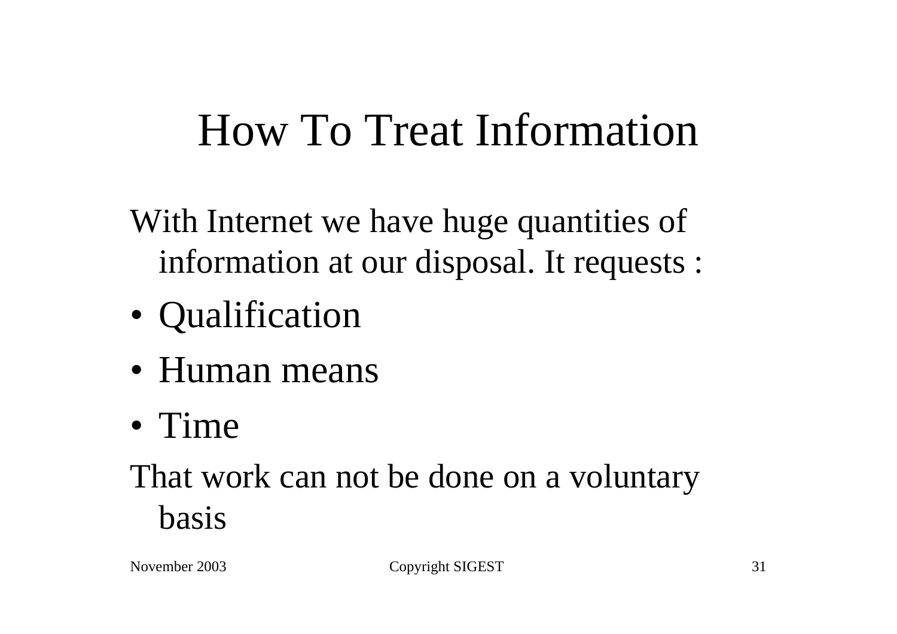# How To Treat Information

With Internet we have huge quantities of information at our disposal. It requests :

- Qualification
- Human means
- Time

That work can not be done on a voluntary basis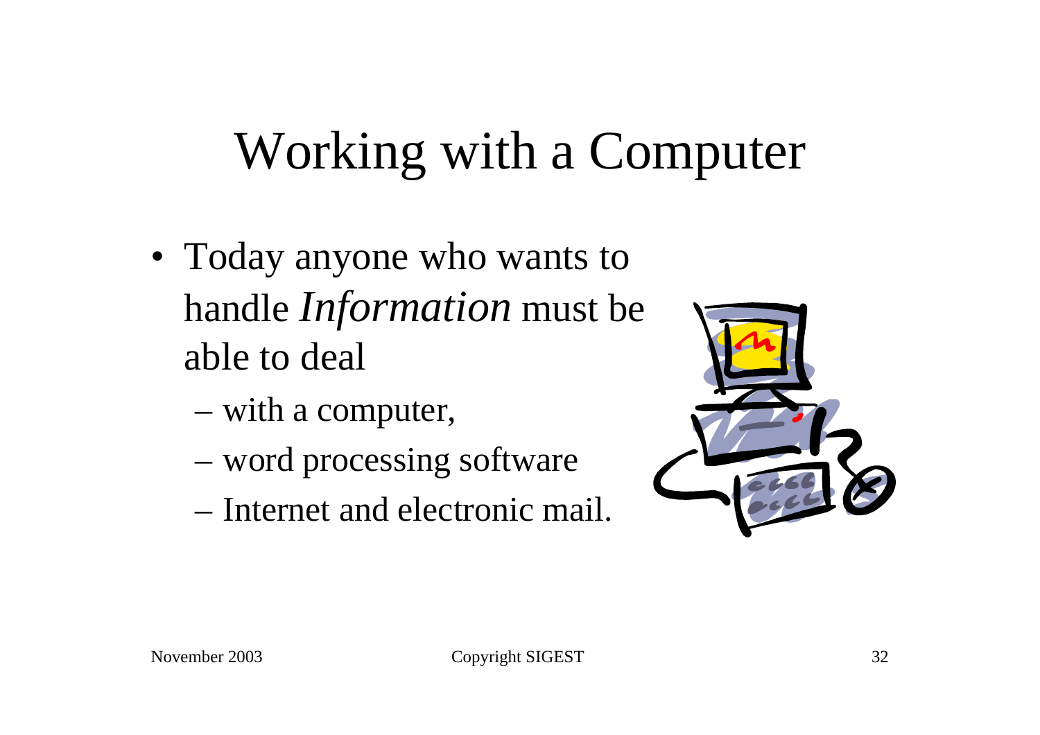# Working with a Computer

- Today anyone who wants to handle *Information* must be able to deal
  - with a computer,
  - word processing software
  - Internet and electronic mail.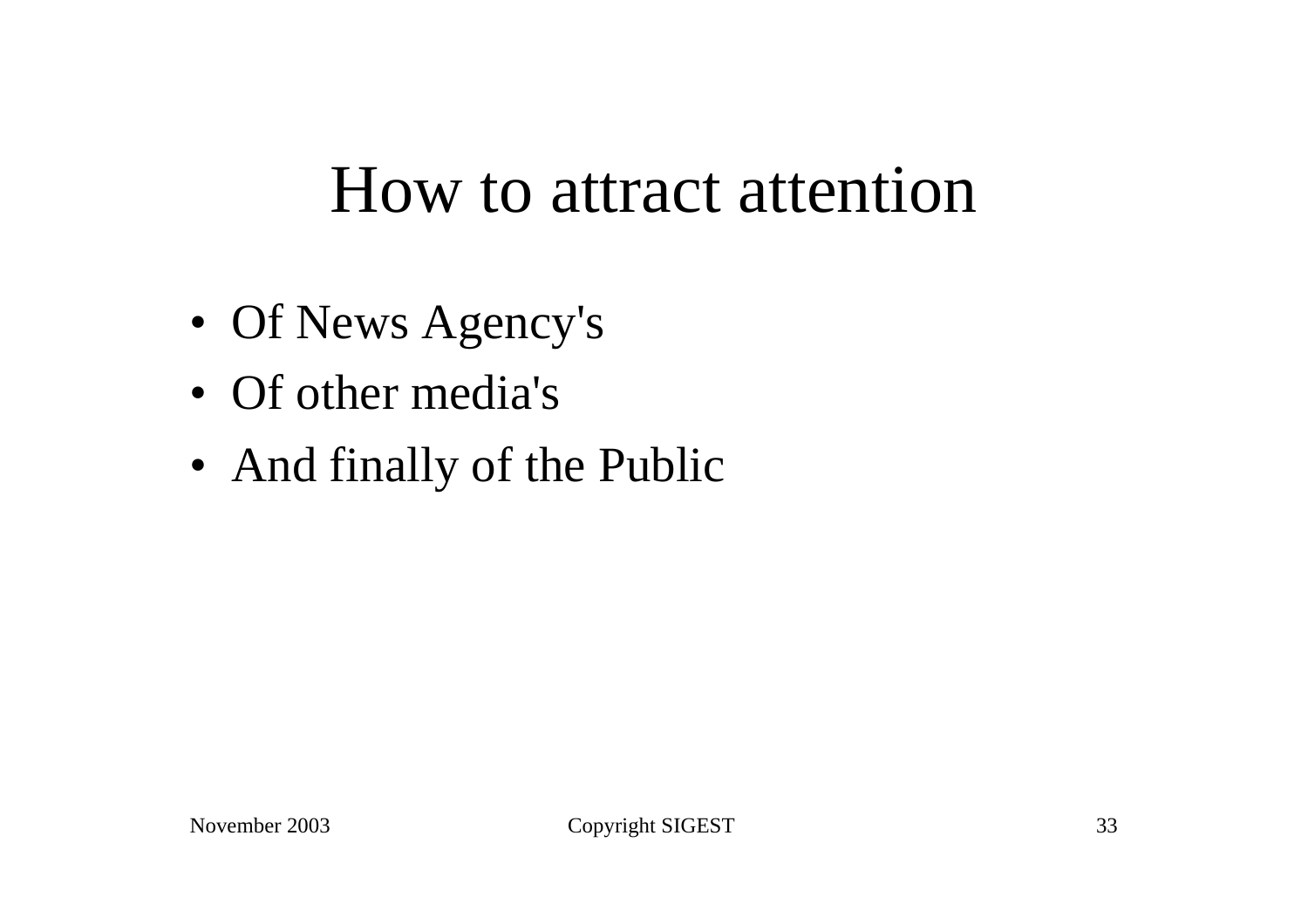# How to attract attention

- Of News Agency's
- Of other media's
- And finally of the Public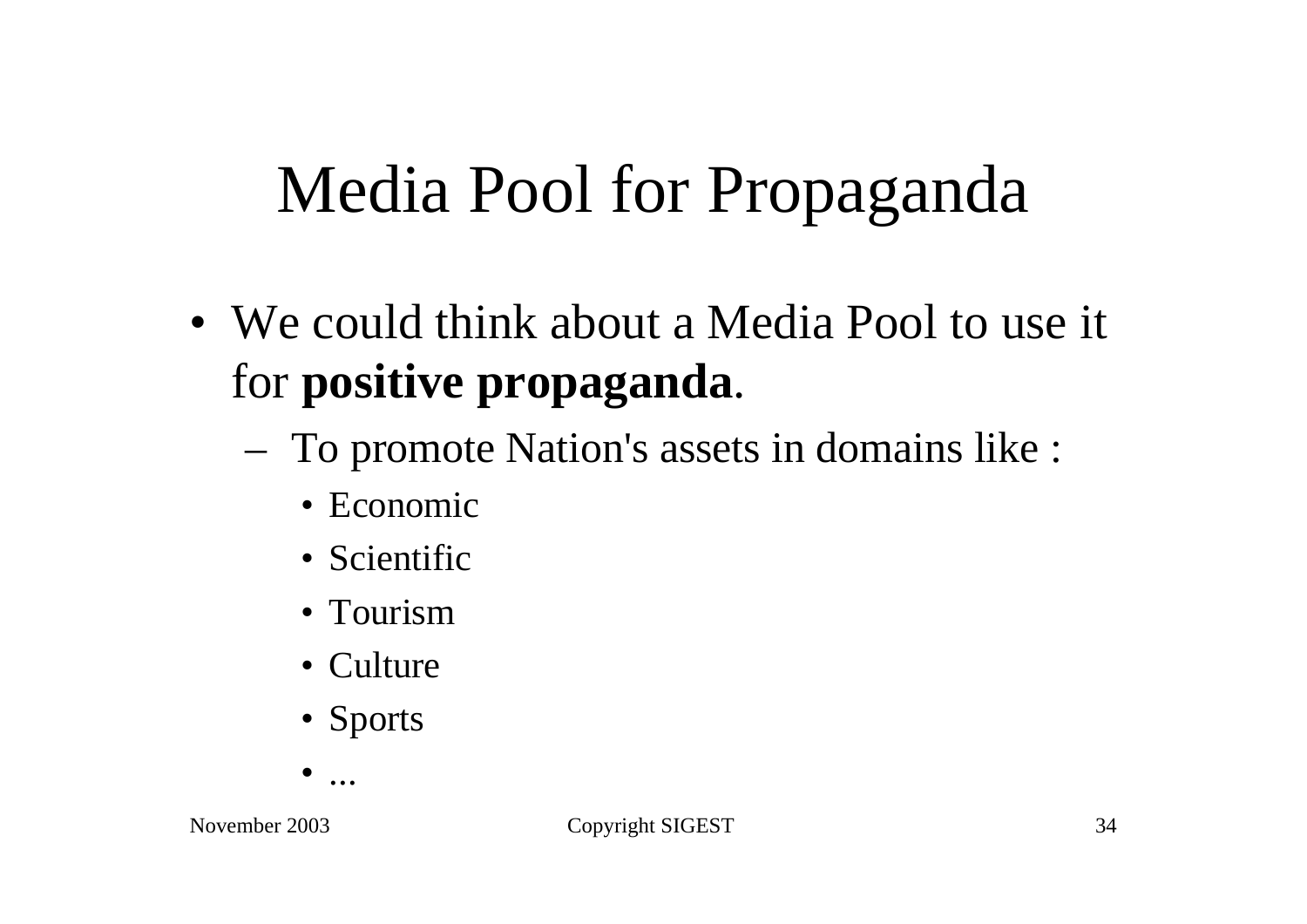# Media Pool for Propaganda

- We could think about a Media Pool to use it for **positive propaganda**.
  - To promote Nation's assets in domains like :
    - Economic
    - Scientific
    - Tourism
    - Culture
    - Sports
    - ...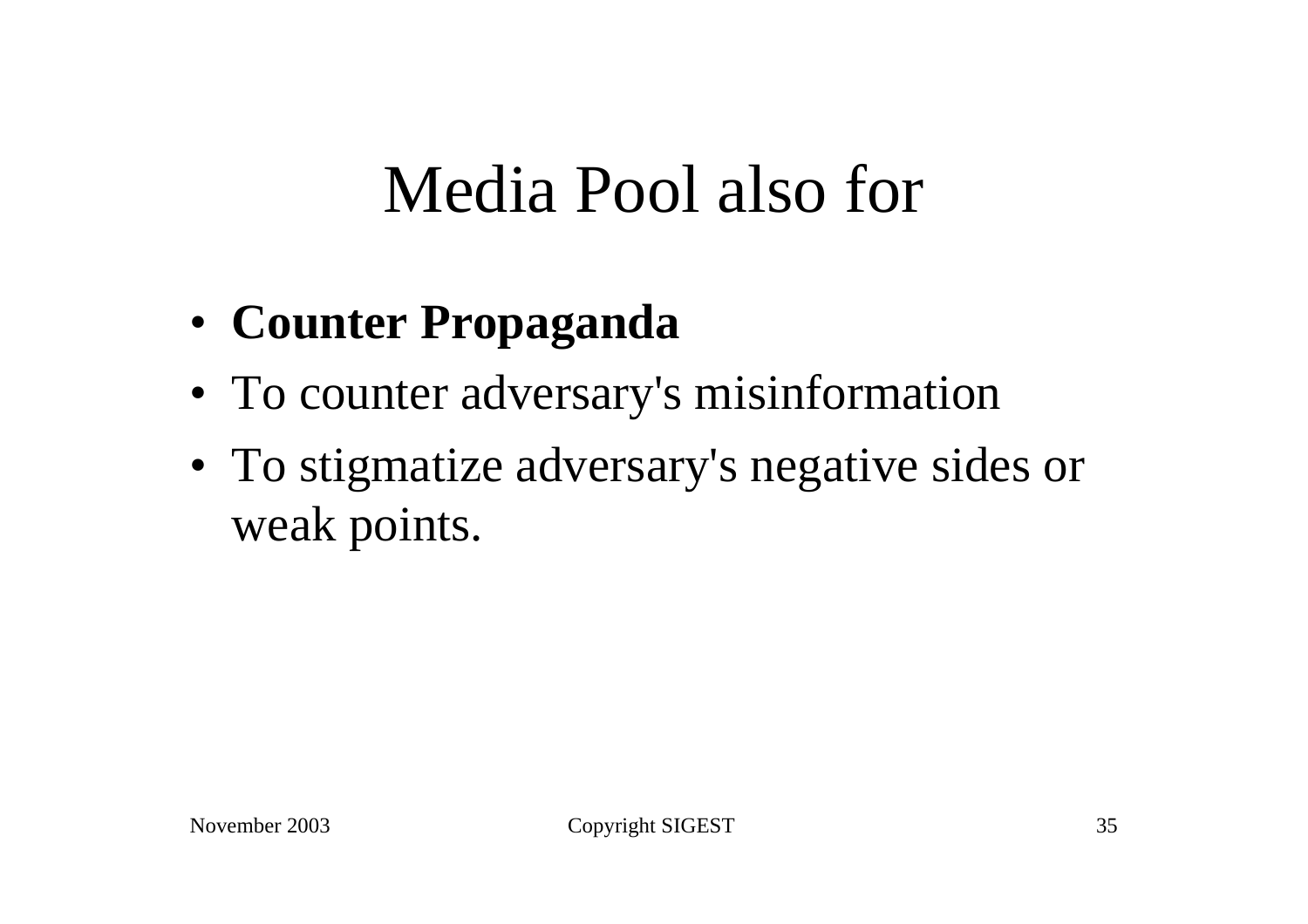# Media Pool also for

- **Counter Propaganda**
- To counter adversary's misinformation
- To stigmatize adversary's negative sides or weak points.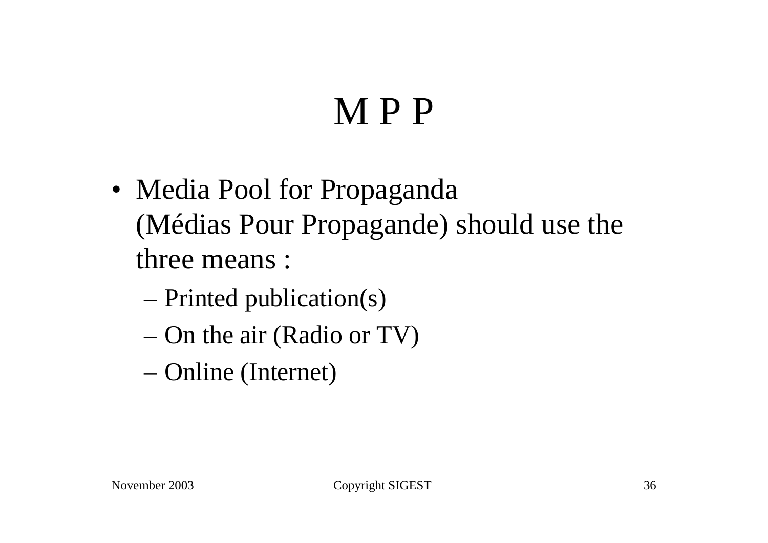# M P P

- Media Pool for Propaganda (Médias Pour Propagande) should use the three means :
  - Printed publication(s)
  - On the air (Radio or TV)
  - Online (Internet)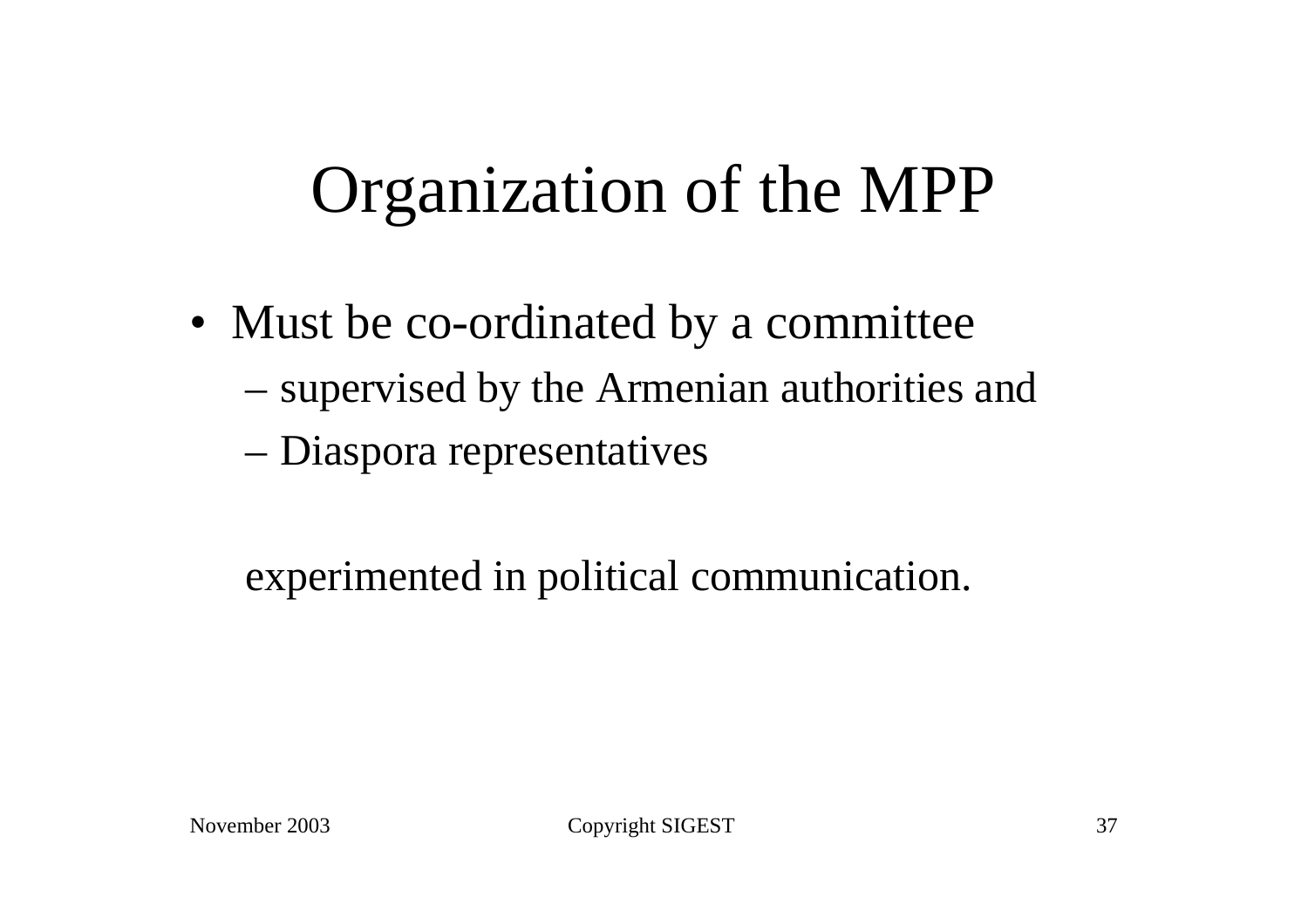# Organization of the MPP

- Must be co-ordinated by a committee
  - supervised by the Armenian authorities and
  - Diaspora representatives

  experimented in political communication.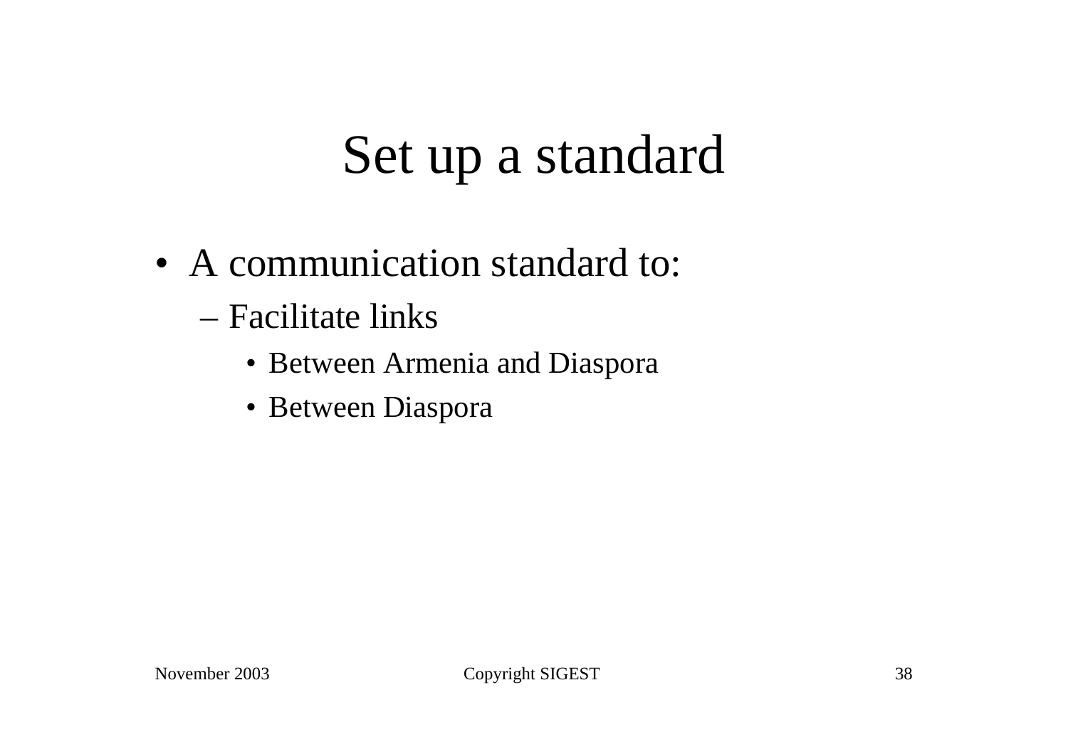# Set up a standard

- A communication standard to:
  - Facilitate links
    - Between Armenia and Diaspora
    - Between Diaspora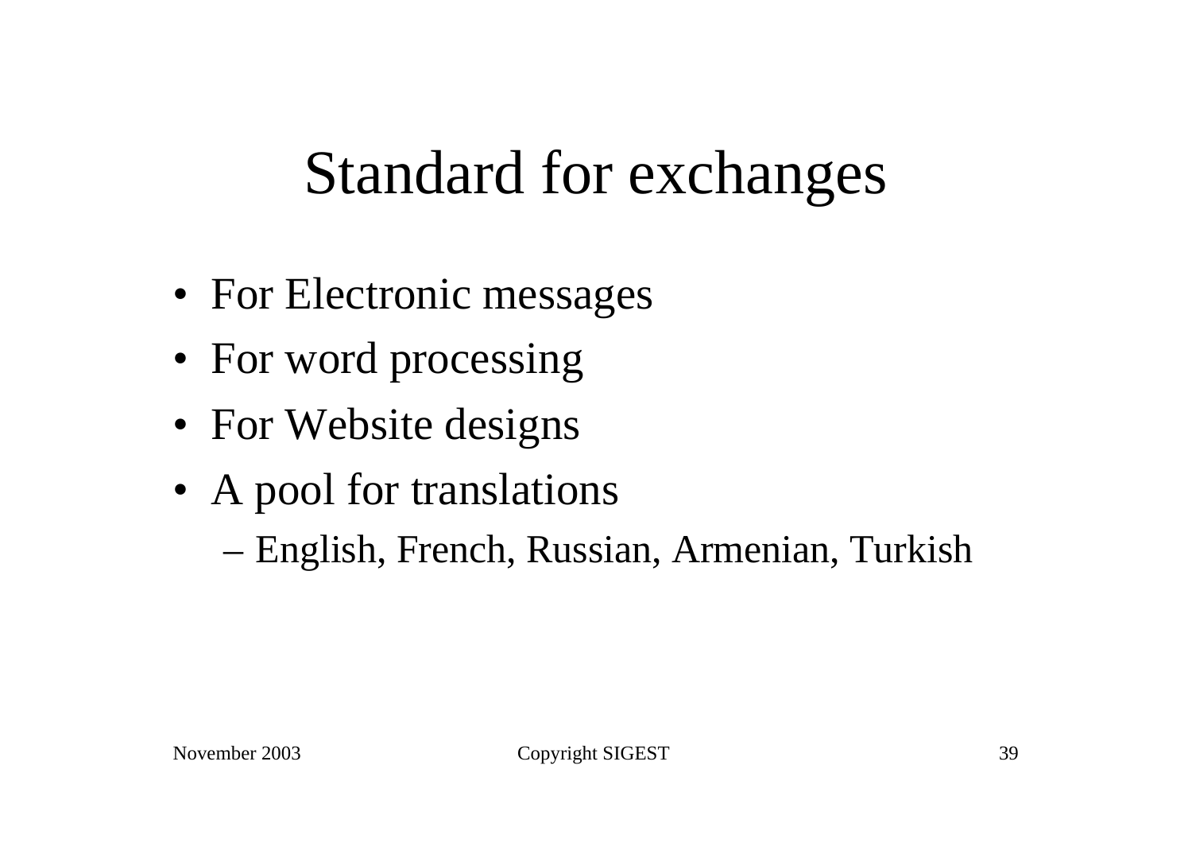# Standard for exchanges

- For Electronic messages
- For word processing
- For Website designs
- A pool for translations
  - English, French, Russian, Armenian, Turkish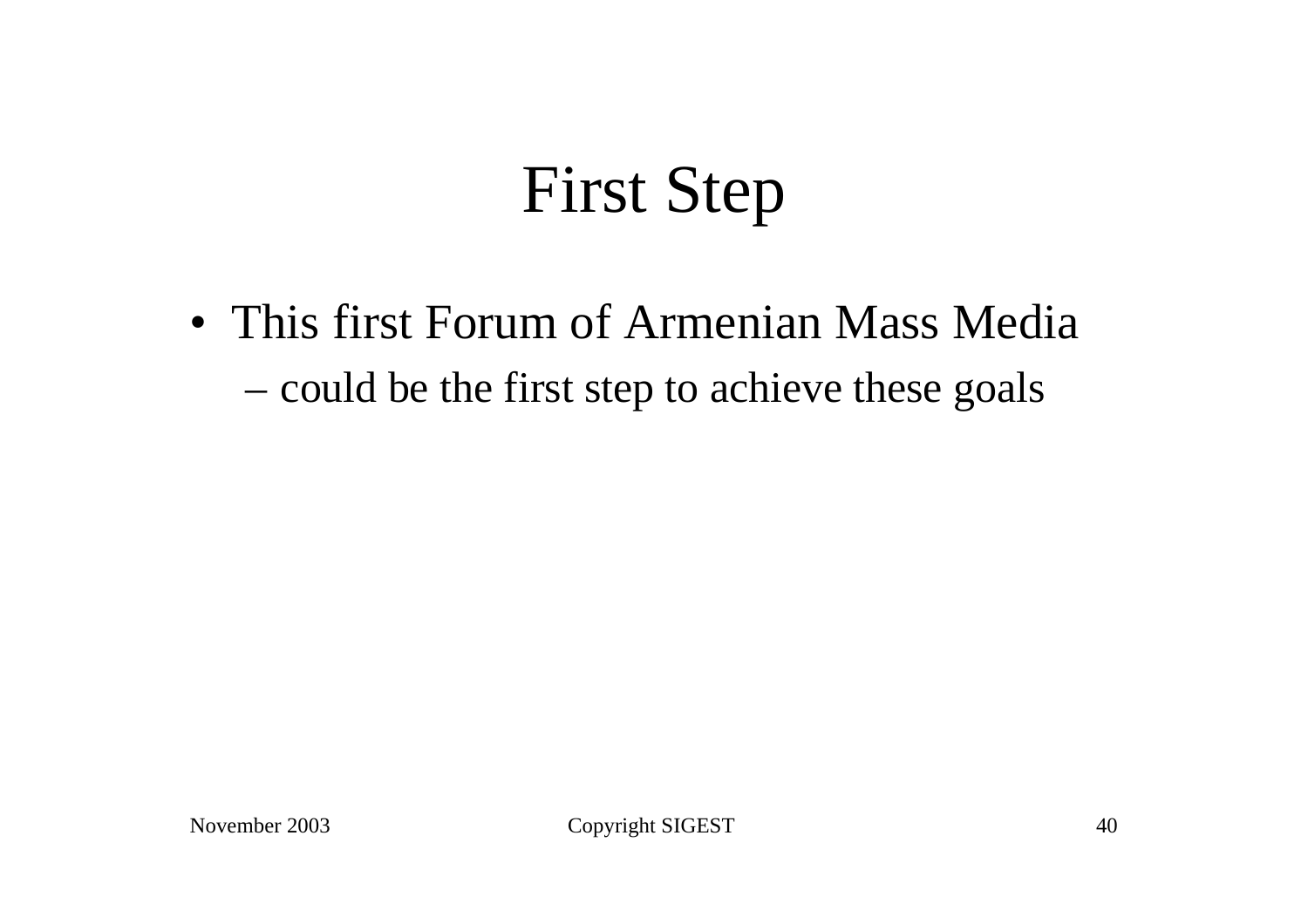# First Step

- This first Forum of Armenian Mass Media
  - could be the first step to achieve these goals